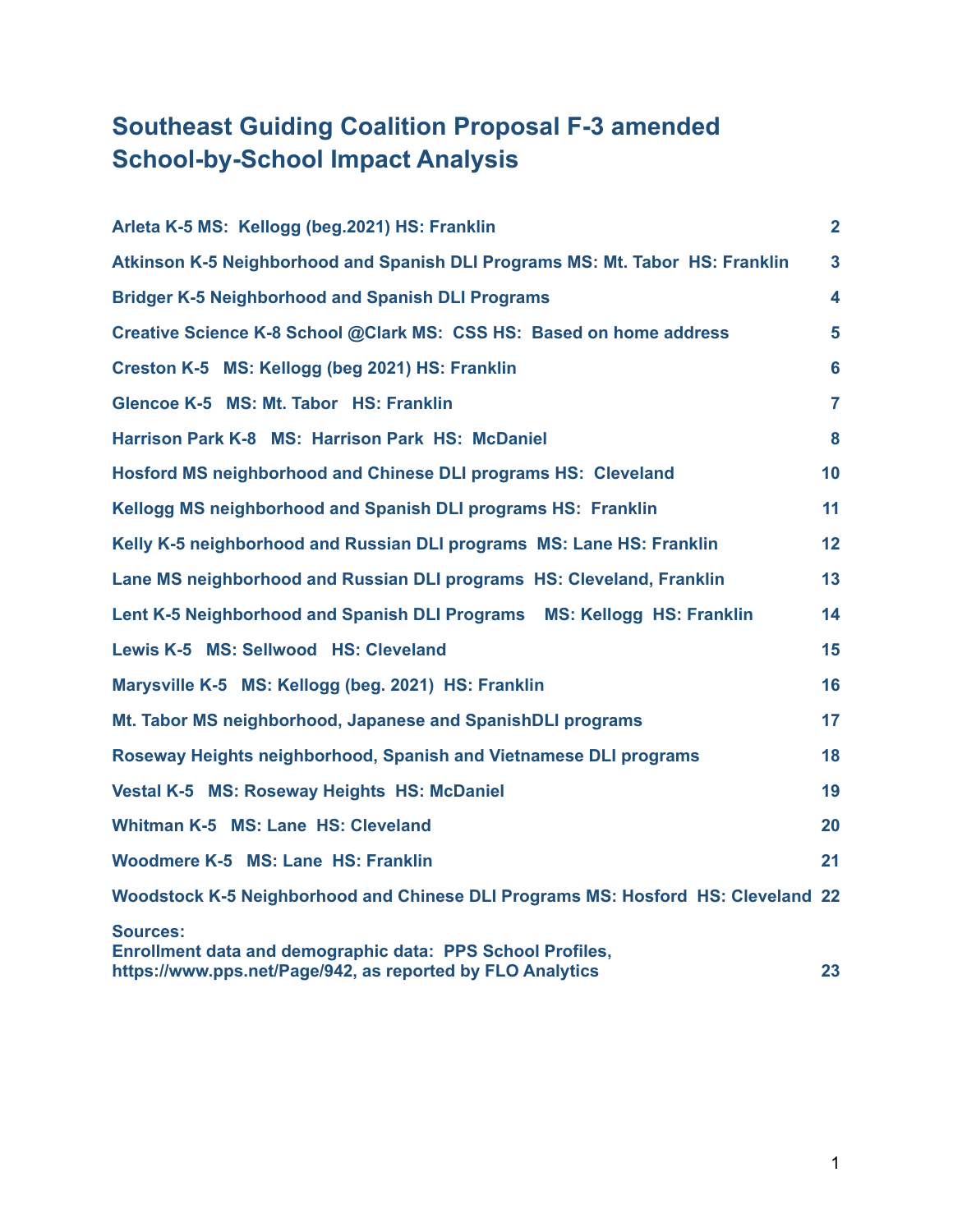# Southeast Guiding Coalition Proposal F-3 amended School-by-School Impact Analysis

| | |
|---|---|
| **Arleta K-5 MS: Kellogg (beg.2021) HS: Franklin** | **2** |
| **Atkinson K-5 Neighborhood and Spanish DLI Programs MS: Mt. Tabor HS: Franklin** | **3** |
| **Bridger K-5 Neighborhood and Spanish DLI Programs** | **4** |
| **Creative Science K-8 School @Clark MS: CSS HS: Based on home address** | **5** |
| **Creston K-5 MS: Kellogg (beg 2021) HS: Franklin** | **6** |
| **Glencoe K-5 MS: Mt. Tabor HS: Franklin** | **7** |
| **Harrison Park K-8 MS: Harrison Park HS: McDaniel** | **8** |
| **Hosford MS neighborhood and Chinese DLI programs HS: Cleveland** | **10** |
| **Kellogg MS neighborhood and Spanish DLI programs HS: Franklin** | **11** |
| **Kelly K-5 neighborhood and Russian DLI programs MS: Lane HS: Franklin** | **12** |
| **Lane MS neighborhood and Russian DLI programs HS: Cleveland, Franklin** | **13** |
| **Lent K-5 Neighborhood and Spanish DLI Programs MS: Kellogg HS: Franklin** | **14** |
| **Lewis K-5 MS: Sellwood HS: Cleveland** | **15** |
| **Marysville K-5 MS: Kellogg (beg. 2021) HS: Franklin** | **16** |
| **Mt. Tabor MS neighborhood, Japanese and SpanishDLI programs** | **17** |
| **Roseway Heights neighborhood, Spanish and Vietnamese DLI programs** | **18** |
| **Vestal K-5 MS: Roseway Heights HS: McDaniel** | **19** |
| **Whitman K-5 MS: Lane HS: Cleveland** | **20** |
| **Woodmere K-5 MS: Lane HS: Franklin** | **21** |
| **Woodstock K-5 Neighborhood and Chinese DLI Programs MS: Hosford HS: Cleveland** | **22** |
| **Sources:**<br>**Enrollment data and demographic data: PPS School Profiles, https://www.pps.net/Page/942, as reported by FLO Analytics** | **23** |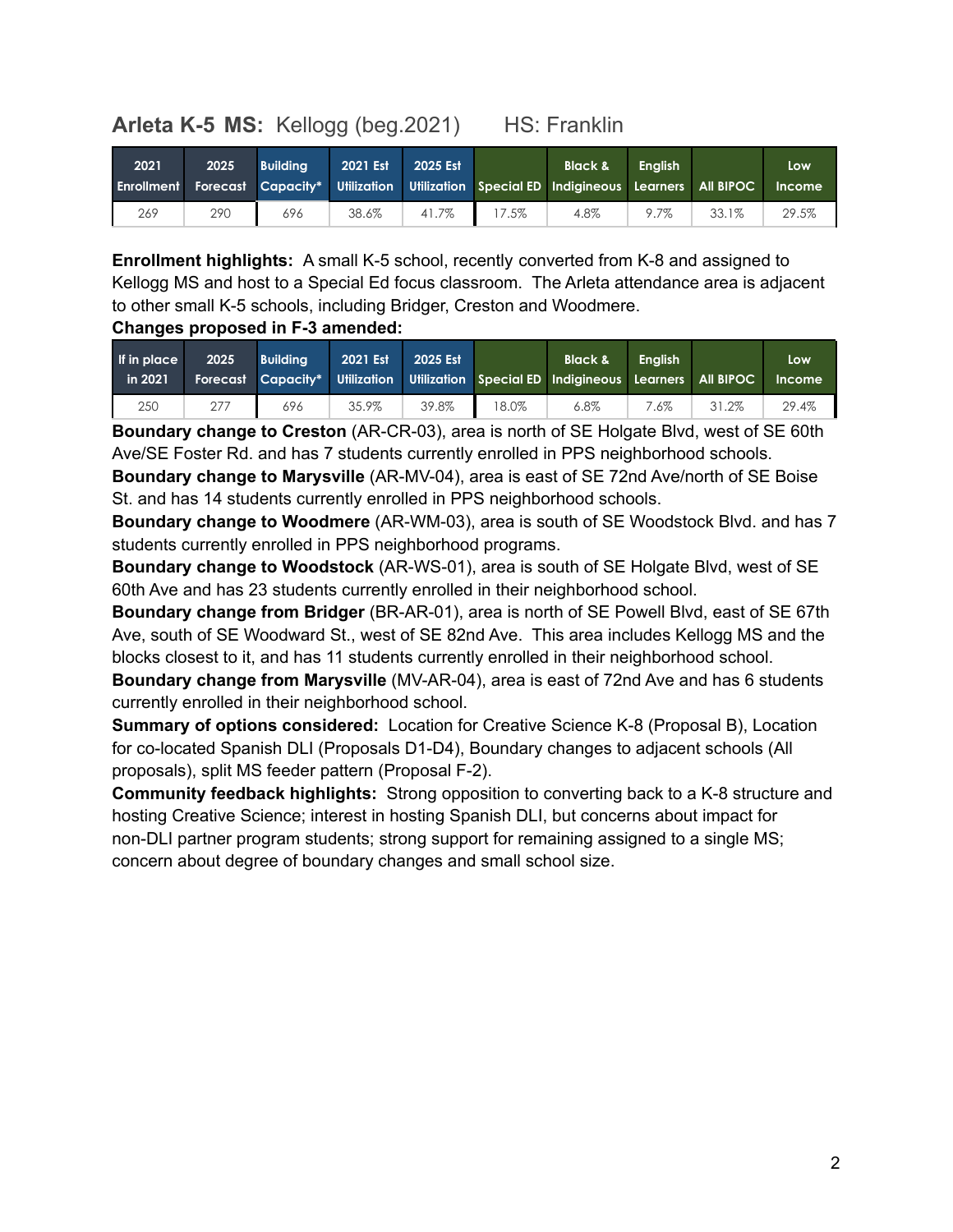## Arleta K-5 MS: Kellogg (beg.2021) HS: Franklin

| 2021 Enrollment | 2025 Forecast | Building Capacity* | 2021 Est Utilization | 2025 Est Utilization | Special ED | Black & Indigineous | English Learners | All BIPOC | Low Income |
|---|---|---|---|---|---|---|---|---|---|
| 269 | 290 | 696 | 38.6% | 41.7% | 17.5% | 4.8% | 9.7% | 33.1% | 29.5% |

**Enrollment highlights:** A small K-5 school, recently converted from K-8 and assigned to Kellogg MS and host to a Special Ed focus classroom. The Arleta attendance area is adjacent to other small K-5 schools, including Bridger, Creston and Woodmere.

**Changes proposed in F-3 amended:**

| If in place in 2021 | 2025 Forecast | Building Capacity* | 2021 Est Utilization | 2025 Est Utilization | Special ED | Black & Indigineous | English Learners | All BIPOC | Low Income |
|---|---|---|---|---|---|---|---|---|---|
| 250 | 277 | 696 | 35.9% | 39.8% | 18.0% | 6.8% | 7.6% | 31.2% | 29.4% |

**Boundary change to Creston** (AR-CR-03), area is north of SE Holgate Blvd, west of SE 60th Ave/SE Foster Rd. and has 7 students currently enrolled in PPS neighborhood schools.

**Boundary change to Marysville** (AR-MV-04), area is east of SE 72nd Ave/north of SE Boise St. and has 14 students currently enrolled in PPS neighborhood schools.

**Boundary change to Woodmere** (AR-WM-03), area is south of SE Woodstock Blvd. and has 7 students currently enrolled in PPS neighborhood programs.

**Boundary change to Woodstock** (AR-WS-01), area is south of SE Holgate Blvd, west of SE 60th Ave and has 23 students currently enrolled in their neighborhood school.

**Boundary change from Bridger** (BR-AR-01), area is north of SE Powell Blvd, east of SE 67th Ave, south of SE Woodward St., west of SE 82nd Ave. This area includes Kellogg MS and the blocks closest to it, and has 11 students currently enrolled in their neighborhood school.

**Boundary change from Marysville** (MV-AR-04), area is east of 72nd Ave and has 6 students currently enrolled in their neighborhood school.

**Summary of options considered:** Location for Creative Science K-8 (Proposal B), Location for co-located Spanish DLI (Proposals D1-D4), Boundary changes to adjacent schools (All proposals), split MS feeder pattern (Proposal F-2).

**Community feedback highlights:** Strong opposition to converting back to a K-8 structure and hosting Creative Science; interest in hosting Spanish DLI, but concerns about impact for non-DLI partner program students; strong support for remaining assigned to a single MS; concern about degree of boundary changes and small school size.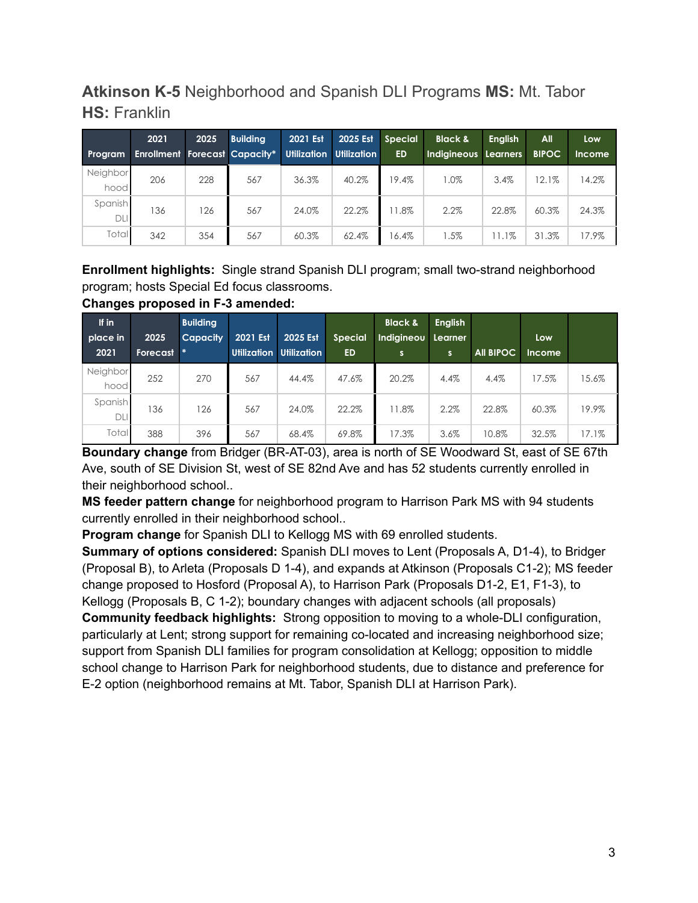## **Atkinson K-5** Neighborhood and Spanish DLI Programs **MS:** Mt. Tabor **HS:** Franklin

| Program | 2021 Enrollment | 2025 Forecast | Building Capacity* | 2021 Est Utilization | 2025 Est Utilization | Special ED | Black & Indigineous | English Learners | All BIPOC | Low Income |
|---|---|---|---|---|---|---|---|---|---|---|
| Neighborhood | 206 | 228 | 567 | 36.3% | 40.2% | 19.4% | 1.0% | 3.4% | 12.1% | 14.2% |
| Spanish DLI | 136 | 126 | 567 | 24.0% | 22.2% | 11.8% | 2.2% | 22.8% | 60.3% | 24.3% |
| Total | 342 | 354 | 567 | 60.3% | 62.4% | 16.4% | 1.5% | 11.1% | 31.3% | 17.9% |

**Enrollment highlights:** Single strand Spanish DLI program; small two-strand neighborhood program; hosts Special Ed focus classrooms.

**Changes proposed in F-3 amended:**

| If in place in 2021 | 2025 Forecast | Building Capacity* | 2021 Est Utilization | 2025 Est Utilization | Special ED | Black & Indigineous | English Learners | All BIPOC | Low Income | |
|---|---|---|---|---|---|---|---|---|---|---|
| Neighborhood | 252 | 270 | 567 | 44.4% | 47.6% | 20.2% | 4.4% | 4.4% | 17.5% | 15.6% |
| Spanish DLI | 136 | 126 | 567 | 24.0% | 22.2% | 11.8% | 2.2% | 22.8% | 60.3% | 19.9% |
| Total | 388 | 396 | 567 | 68.4% | 69.8% | 17.3% | 3.6% | 10.8% | 32.5% | 17.1% |

**Boundary change** from Bridger (BR-AT-03), area is north of SE Woodward St, east of SE 67th Ave, south of SE Division St, west of SE 82nd Ave and has 52 students currently enrolled in their neighborhood school..

**MS feeder pattern change** for neighborhood program to Harrison Park MS with 94 students currently enrolled in their neighborhood school..

**Program change** for Spanish DLI to Kellogg MS with 69 enrolled students.

**Summary of options considered:** Spanish DLI moves to Lent (Proposals A, D1-4), to Bridger (Proposal B), to Arleta (Proposals D 1-4), and expands at Atkinson (Proposals C1-2); MS feeder change proposed to Hosford (Proposal A), to Harrison Park (Proposals D1-2, E1, F1-3), to Kellogg (Proposals B, C 1-2); boundary changes with adjacent schools (all proposals)

**Community feedback highlights:** Strong opposition to moving to a whole-DLI configuration, particularly at Lent; strong support for remaining co-located and increasing neighborhood size; support from Spanish DLI families for program consolidation at Kellogg; opposition to middle school change to Harrison Park for neighborhood students, due to distance and preference for E-2 option (neighborhood remains at Mt. Tabor, Spanish DLI at Harrison Park).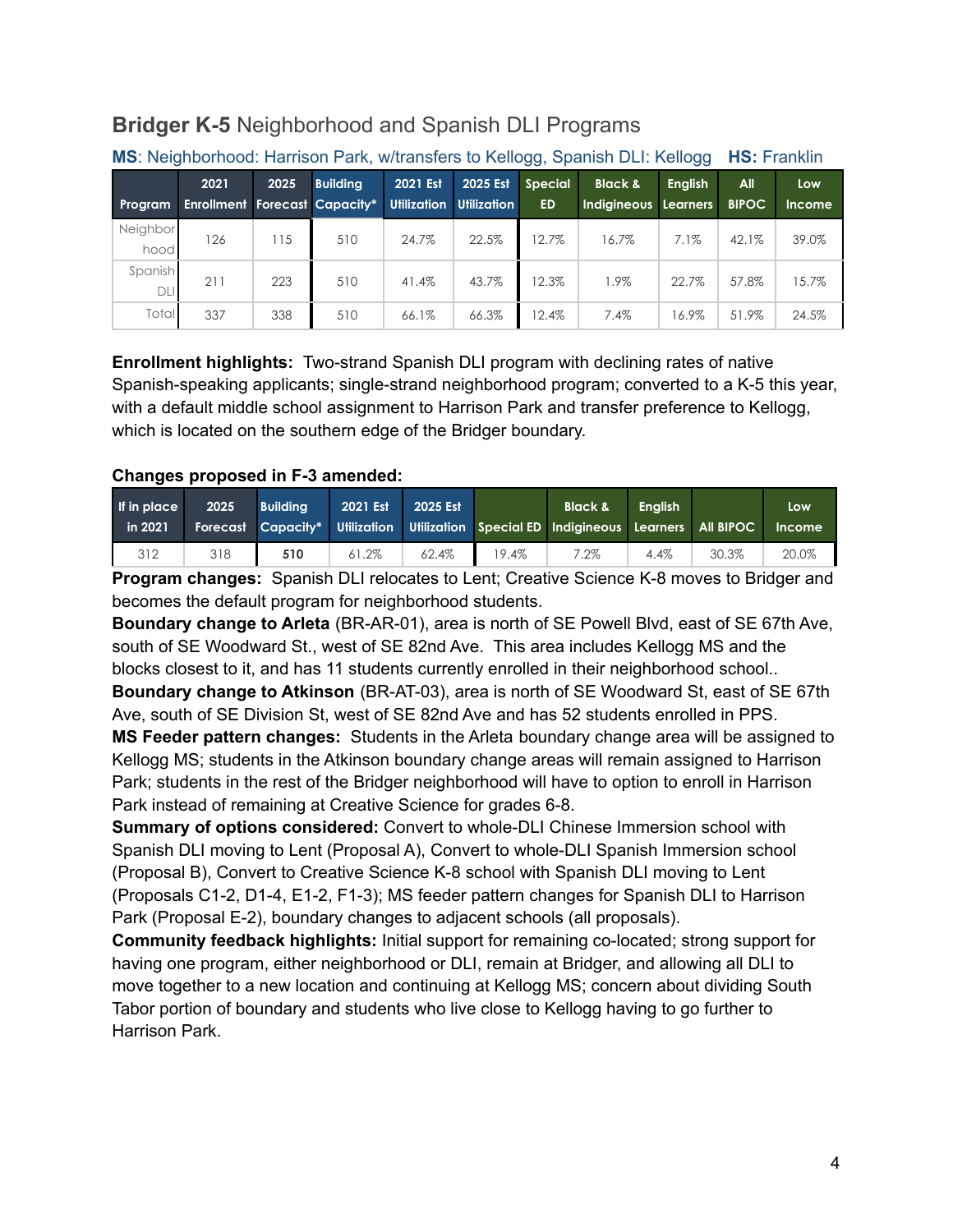## **Bridger K-5** Neighborhood and Spanish DLI Programs

**MS**: Neighborhood: Harrison Park, w/transfers to Kellogg, Spanish DLI: Kellogg **HS:** Franklin

| Program | 2021 Enrollment | 2025 Forecast | Building Capacity* | 2021 Est Utilization | 2025 Est Utilization | Special ED | Black & Indigineous | English Learners | All BIPOC | Low Income |
|---|---|---|---|---|---|---|---|---|---|---|
| Neighborhood | 126 | 115 | 510 | 24.7% | 22.5% | 12.7% | 16.7% | 7.1% | 42.1% | 39.0% |
| Spanish DLI | 211 | 223 | 510 | 41.4% | 43.7% | 12.3% | 1.9% | 22.7% | 57.8% | 15.7% |
| Total | 337 | 338 | 510 | 66.1% | 66.3% | 12.4% | 7.4% | 16.9% | 51.9% | 24.5% |

**Enrollment highlights:** Two-strand Spanish DLI program with declining rates of native Spanish-speaking applicants; single-strand neighborhood program; converted to a K-5 this year, with a default middle school assignment to Harrison Park and transfer preference to Kellogg, which is located on the southern edge of the Bridger boundary.

**Changes proposed in F-3 amended:**

| If in place in 2021 | 2025 Forecast | Building Capacity* | 2021 Est Utilization | 2025 Est Utilization | Special ED | Black & Indigineous | English Learners | All BIPOC | Low Income |
|---|---|---|---|---|---|---|---|---|---|
| 312 | 318 | **510** | 61.2% | 62.4% | 19.4% | 7.2% | 4.4% | 30.3% | 20.0% |

**Program changes:** Spanish DLI relocates to Lent; Creative Science K-8 moves to Bridger and becomes the default program for neighborhood students.
**Boundary change to Arleta** (BR-AR-01), area is north of SE Powell Blvd, east of SE 67th Ave, south of SE Woodward St., west of SE 82nd Ave. This area includes Kellogg MS and the blocks closest to it, and has 11 students currently enrolled in their neighborhood school..
**Boundary change to Atkinson** (BR-AT-03), area is north of SE Woodward St, east of SE 67th Ave, south of SE Division St, west of SE 82nd Ave and has 52 students enrolled in PPS.
**MS Feeder pattern changes:** Students in the Arleta boundary change area will be assigned to Kellogg MS; students in the Atkinson boundary change areas will remain assigned to Harrison Park; students in the rest of the Bridger neighborhood will have to option to enroll in Harrison Park instead of remaining at Creative Science for grades 6-8.
**Summary of options considered:** Convert to whole-DLI Chinese Immersion school with Spanish DLI moving to Lent (Proposal A), Convert to whole-DLI Spanish Immersion school (Proposal B), Convert to Creative Science K-8 school with Spanish DLI moving to Lent (Proposals C1-2, D1-4, E1-2, F1-3); MS feeder pattern changes for Spanish DLI to Harrison Park (Proposal E-2), boundary changes to adjacent schools (all proposals).
**Community feedback highlights:** Initial support for remaining co-located; strong support for having one program, either neighborhood or DLI, remain at Bridger, and allowing all DLI to move together to a new location and continuing at Kellogg MS; concern about dividing South Tabor portion of boundary and students who live close to Kellogg having to go further to Harrison Park.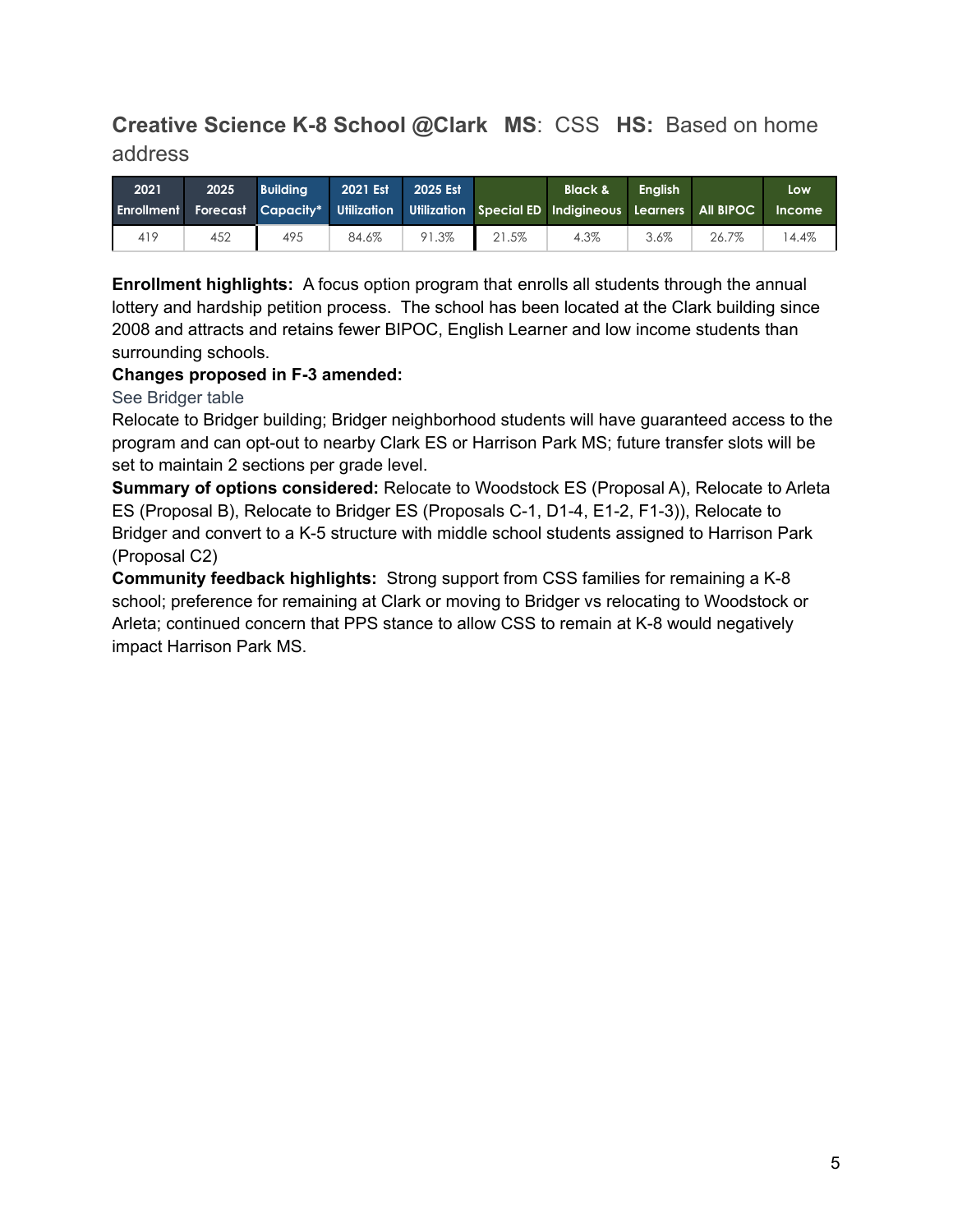## Creative Science K-8 School @Clark **MS**: CSS **HS:** Based on home address

| 2021 Enrollment | 2025 Forecast | Building Capacity* | 2021 Est Utilization | 2025 Est Utilization | Special ED | Black & Indigineous | English Learners | All BIPOC | Low Income |
|---|---|---|---|---|---|---|---|---|---|
| 419 | 452 | 495 | 84.6% | 91.3% | 21.5% | 4.3% | 3.6% | 26.7% | 14.4% |

**Enrollment highlights:** A focus option program that enrolls all students through the annual lottery and hardship petition process. The school has been located at the Clark building since 2008 and attracts and retains fewer BIPOC, English Learner and low income students than surrounding schools.

**Changes proposed in F-3 amended:**

See Bridger table

Relocate to Bridger building; Bridger neighborhood students will have guaranteed access to the program and can opt-out to nearby Clark ES or Harrison Park MS; future transfer slots will be set to maintain 2 sections per grade level.

**Summary of options considered:** Relocate to Woodstock ES (Proposal A), Relocate to Arleta ES (Proposal B), Relocate to Bridger ES (Proposals C-1, D1-4, E1-2, F1-3)), Relocate to Bridger and convert to a K-5 structure with middle school students assigned to Harrison Park (Proposal C2)

**Community feedback highlights:** Strong support from CSS families for remaining a K-8 school; preference for remaining at Clark or moving to Bridger vs relocating to Woodstock or Arleta; continued concern that PPS stance to allow CSS to remain at K-8 would negatively impact Harrison Park MS.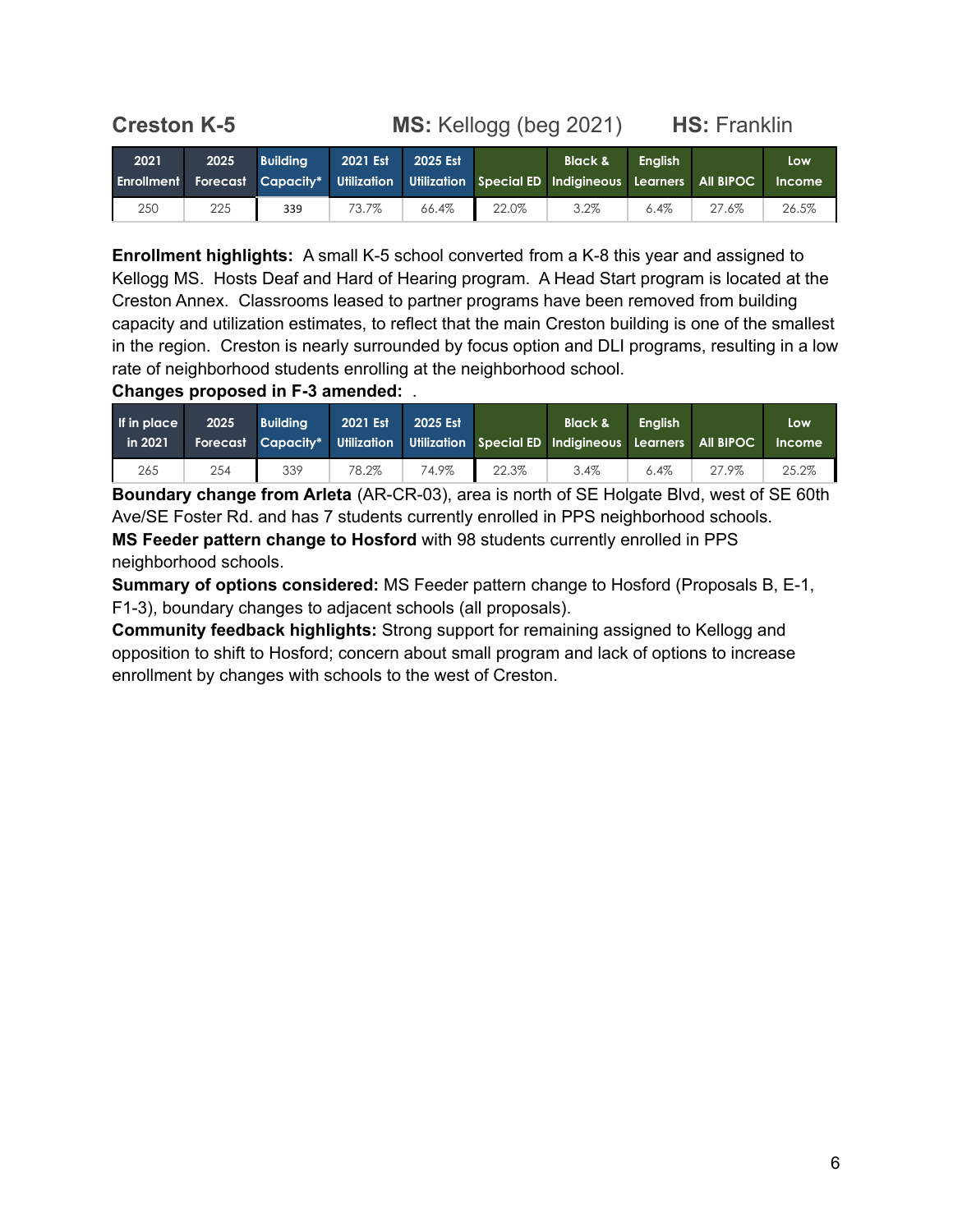## Creston K-5 MS: Kellogg (beg 2021) HS: Franklin

| 2021 Enrollment | 2025 Forecast | Building Capacity* | 2021 Est Utilization | 2025 Est Utilization | Special ED | Black & Indigineous | English Learners | All BIPOC | Low Income |
|---|---|---|---|---|---|---|---|---|---|
| 250 | 225 | 339 | 73.7% | 66.4% | 22.0% | 3.2% | 6.4% | 27.6% | 26.5% |

**Enrollment highlights:** A small K-5 school converted from a K-8 this year and assigned to Kellogg MS. Hosts Deaf and Hard of Hearing program. A Head Start program is located at the Creston Annex. Classrooms leased to partner programs have been removed from building capacity and utilization estimates, to reflect that the main Creston building is one of the smallest in the region. Creston is nearly surrounded by focus option and DLI programs, resulting in a low rate of neighborhood students enrolling at the neighborhood school.

**Changes proposed in F-3 amended:** .

| If in place in 2021 | 2025 Forecast | Building Capacity* | 2021 Est Utilization | 2025 Est Utilization | Special ED | Black & Indigineous | English Learners | All BIPOC | Low Income |
|---|---|---|---|---|---|---|---|---|---|
| 265 | 254 | 339 | 78.2% | 74.9% | 22.3% | 3.4% | 6.4% | 27.9% | 25.2% |

**Boundary change from Arleta** (AR-CR-03), area is north of SE Holgate Blvd, west of SE 60th Ave/SE Foster Rd. and has 7 students currently enrolled in PPS neighborhood schools.

**MS Feeder pattern change to Hosford** with 98 students currently enrolled in PPS neighborhood schools.

**Summary of options considered:** MS Feeder pattern change to Hosford (Proposals B, E-1, F1-3), boundary changes to adjacent schools (all proposals).

**Community feedback highlights:** Strong support for remaining assigned to Kellogg and opposition to shift to Hosford; concern about small program and lack of options to increase enrollment by changes with schools to the west of Creston.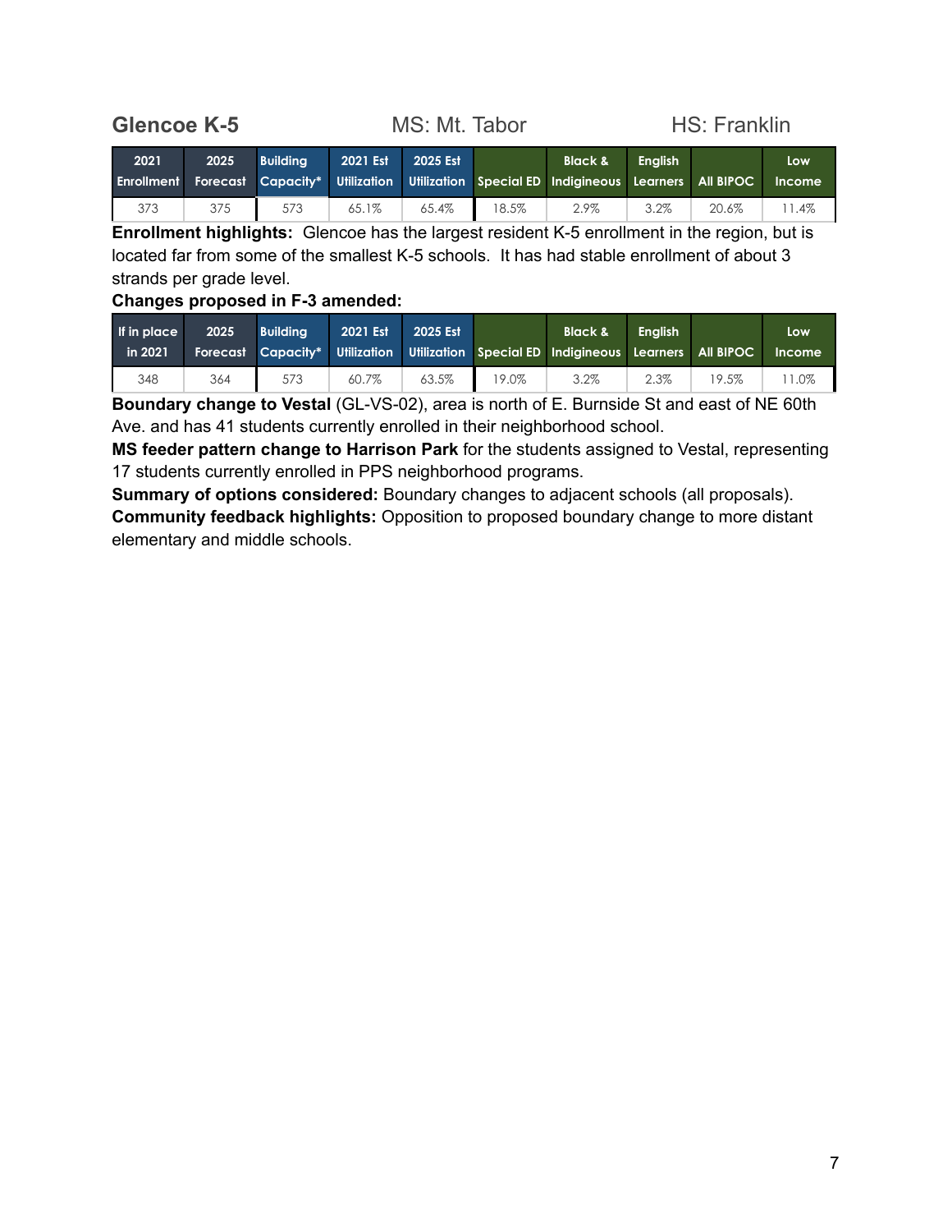## Glencoe K-5

MS: Mt. Tabor

HS: Franklin

| 2021 Enrollment | 2025 Forecast | Building Capacity* | 2021 Est Utilization | 2025 Est Utilization | Special ED | Black & Indigineous | English Learners | All BIPOC | Low Income |
|---|---|---|---|---|---|---|---|---|---|
| 373 | 375 | 573 | 65.1% | 65.4% | 18.5% | 2.9% | 3.2% | 20.6% | 11.4% |

**Enrollment highlights:** Glencoe has the largest resident K-5 enrollment in the region, but is located far from some of the smallest K-5 schools. It has had stable enrollment of about 3 strands per grade level.

**Changes proposed in F-3 amended:**

| If in place in 2021 | 2025 Forecast | Building Capacity* | 2021 Est Utilization | 2025 Est Utilization | Special ED | Black & Indigineous | English Learners | All BIPOC | Low Income |
|---|---|---|---|---|---|---|---|---|---|
| 348 | 364 | 573 | 60.7% | 63.5% | 19.0% | 3.2% | 2.3% | 19.5% | 11.0% |

**Boundary change to Vestal** (GL-VS-02), area is north of E. Burnside St and east of NE 60th Ave. and has 41 students currently enrolled in their neighborhood school.

**MS feeder pattern change to Harrison Park** for the students assigned to Vestal, representing 17 students currently enrolled in PPS neighborhood programs.

**Summary of options considered:** Boundary changes to adjacent schools (all proposals).

**Community feedback highlights:** Opposition to proposed boundary change to more distant elementary and middle schools.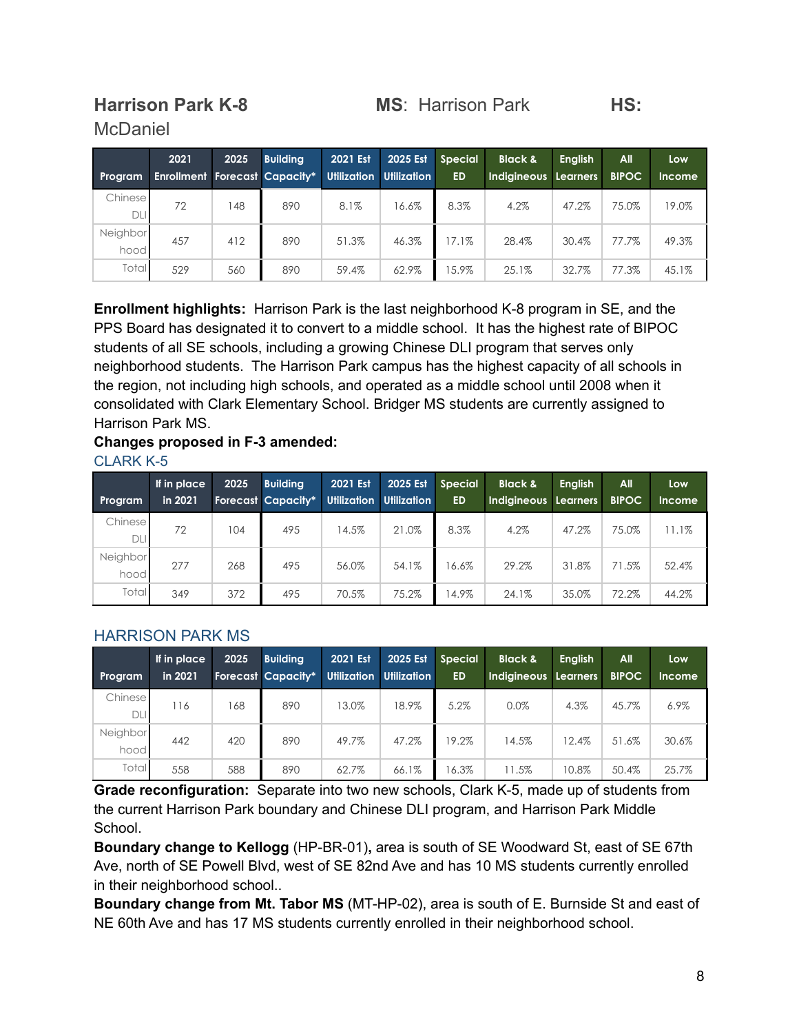**Harrison Park K-8** **MS**: Harrison Park **HS**: McDaniel

| Program | 2021 Enrollment | 2025 Forecast | Building Capacity* | 2021 Est Utilization | 2025 Est Utilization | Special ED | Black & Indigineous | English Learners | All BIPOC | Low Income |
|---|---|---|---|---|---|---|---|---|---|---|
| Chinese DLI | 72 | 148 | 890 | 8.1% | 16.6% | 8.3% | 4.2% | 47.2% | 75.0% | 19.0% |
| Neighborhood | 457 | 412 | 890 | 51.3% | 46.3% | 17.1% | 28.4% | 30.4% | 77.7% | 49.3% |
| Total | 529 | 560 | 890 | 59.4% | 62.9% | 15.9% | 25.1% | 32.7% | 77.3% | 45.1% |

**Enrollment highlights:** Harrison Park is the last neighborhood K-8 program in SE, and the PPS Board has designated it to convert to a middle school. It has the highest rate of BIPOC students of all SE schools, including a growing Chinese DLI program that serves only neighborhood students. The Harrison Park campus has the highest capacity of all schools in the region, not including high schools, and operated as a middle school until 2008 when it consolidated with Clark Elementary School. Bridger MS students are currently assigned to Harrison Park MS.

**Changes proposed in F-3 amended:**

CLARK K-5

| Program | If in place in 2021 | 2025 Forecast | Building Capacity* | 2021 Est Utilization | 2025 Est Utilization | Special ED | Black & Indigineous | English Learners | All BIPOC | Low Income |
|---|---|---|---|---|---|---|---|---|---|---|
| Chinese DLI | 72 | 104 | 495 | 14.5% | 21.0% | 8.3% | 4.2% | 47.2% | 75.0% | 11.1% |
| Neighborhood | 277 | 268 | 495 | 56.0% | 54.1% | 16.6% | 29.2% | 31.8% | 71.5% | 52.4% |
| Total | 349 | 372 | 495 | 70.5% | 75.2% | 14.9% | 24.1% | 35.0% | 72.2% | 44.2% |

HARRISON PARK MS

| Program | If in place in 2021 | 2025 Forecast | Building Capacity* | 2021 Est Utilization | 2025 Est Utilization | Special ED | Black & Indigineous | English Learners | All BIPOC | Low Income |
|---|---|---|---|---|---|---|---|---|---|---|
| Chinese DLI | 116 | 168 | 890 | 13.0% | 18.9% | 5.2% | 0.0% | 4.3% | 45.7% | 6.9% |
| Neighborhood | 442 | 420 | 890 | 49.7% | 47.2% | 19.2% | 14.5% | 12.4% | 51.6% | 30.6% |
| Total | 558 | 588 | 890 | 62.7% | 66.1% | 16.3% | 11.5% | 10.8% | 50.4% | 25.7% |

**Grade reconfiguration:** Separate into two new schools, Clark K-5, made up of students from the current Harrison Park boundary and Chinese DLI program, and Harrison Park Middle School.

**Boundary change to Kellogg** (HP-BR-01)**,** area is south of SE Woodward St, east of SE 67th Ave, north of SE Powell Blvd, west of SE 82nd Ave and has 10 MS students currently enrolled in their neighborhood school..

**Boundary change from Mt. Tabor MS** (MT-HP-02), area is south of E. Burnside St and east of NE 60th Ave and has 17 MS students currently enrolled in their neighborhood school.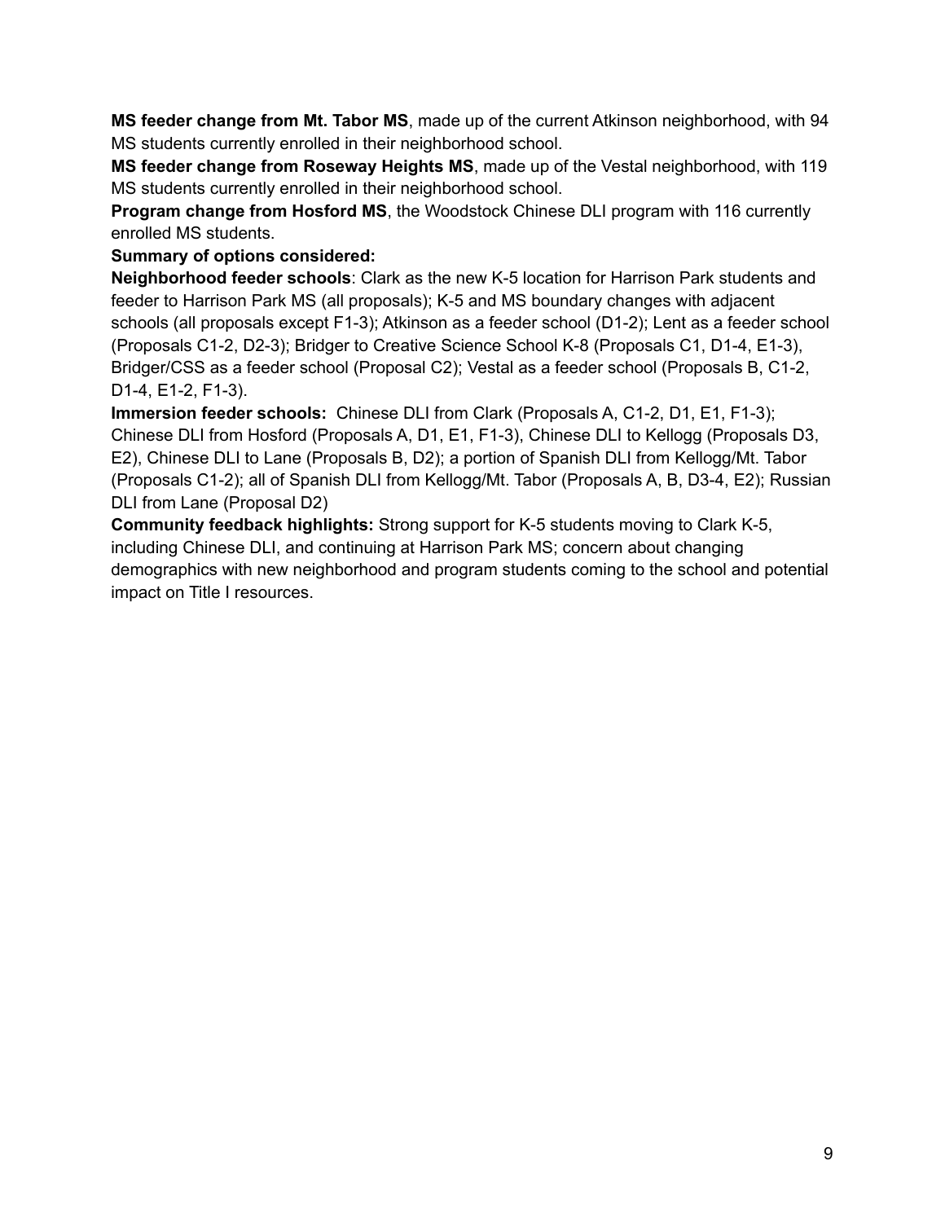**MS feeder change from Mt. Tabor MS**, made up of the current Atkinson neighborhood, with 94 MS students currently enrolled in their neighborhood school.

**MS feeder change from Roseway Heights MS**, made up of the Vestal neighborhood, with 119 MS students currently enrolled in their neighborhood school.

**Program change from Hosford MS**, the Woodstock Chinese DLI program with 116 currently enrolled MS students.

**Summary of options considered:**

**Neighborhood feeder schools**: Clark as the new K-5 location for Harrison Park students and feeder to Harrison Park MS (all proposals); K-5 and MS boundary changes with adjacent schools (all proposals except F1-3); Atkinson as a feeder school (D1-2); Lent as a feeder school (Proposals C1-2, D2-3); Bridger to Creative Science School K-8 (Proposals C1, D1-4, E1-3), Bridger/CSS as a feeder school (Proposal C2); Vestal as a feeder school (Proposals B, C1-2, D1-4, E1-2, F1-3).

**Immersion feeder schools:** Chinese DLI from Clark (Proposals A, C1-2, D1, E1, F1-3); Chinese DLI from Hosford (Proposals A, D1, E1, F1-3), Chinese DLI to Kellogg (Proposals D3, E2), Chinese DLI to Lane (Proposals B, D2); a portion of Spanish DLI from Kellogg/Mt. Tabor (Proposals C1-2); all of Spanish DLI from Kellogg/Mt. Tabor (Proposals A, B, D3-4, E2); Russian DLI from Lane (Proposal D2)

**Community feedback highlights:** Strong support for K-5 students moving to Clark K-5, including Chinese DLI, and continuing at Harrison Park MS; concern about changing demographics with new neighborhood and program students coming to the school and potential impact on Title I resources.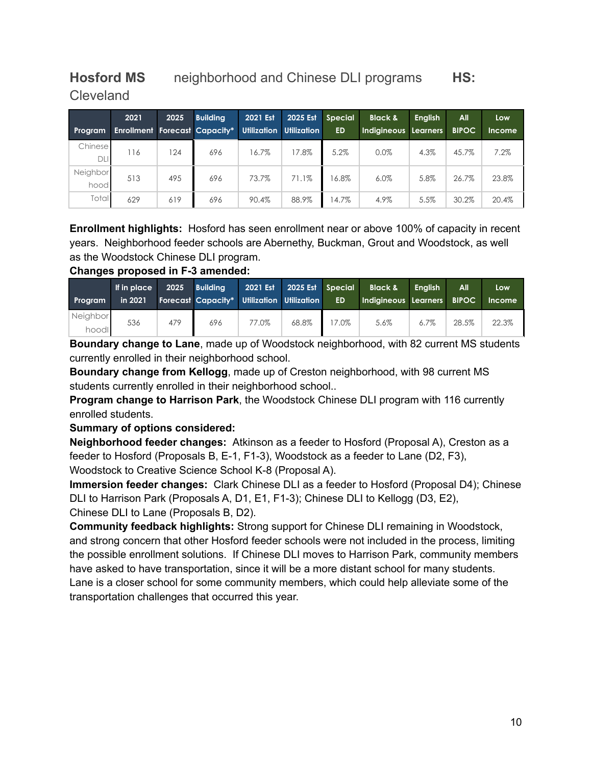# Hosford MS neighborhood and Chinese DLI programs HS: Cleveland

| Program | 2021 Enrollment | 2025 Forecast | Building Capacity* | 2021 Est Utilization | 2025 Est Utilization | Special ED | Black & Indigineous | English Learners | All BIPOC | Low Income |
|---|---|---|---|---|---|---|---|---|---|---|
| Chinese DLI | 116 | 124 | 696 | 16.7% | 17.8% | 5.2% | 0.0% | 4.3% | 45.7% | 7.2% |
| Neighborhood | 513 | 495 | 696 | 73.7% | 71.1% | 16.8% | 6.0% | 5.8% | 26.7% | 23.8% |
| Total | 629 | 619 | 696 | 90.4% | 88.9% | 14.7% | 4.9% | 5.5% | 30.2% | 20.4% |

**Enrollment highlights:** Hosford has seen enrollment near or above 100% of capacity in recent years. Neighborhood feeder schools are Abernethy, Buckman, Grout and Woodstock, as well as the Woodstock Chinese DLI program.

**Changes proposed in F-3 amended:**

| Program | If in place in 2021 | 2025 Forecast | Building Capacity* | 2021 Est Utilization | 2025 Est Utilization | Special ED | Black & Indigineous | English Learners | All BIPOC | Low Income |
|---|---|---|---|---|---|---|---|---|---|---|
| Neighborhood | 536 | 479 | 696 | 77.0% | 68.8% | 17.0% | 5.6% | 6.7% | 28.5% | 22.3% |

**Boundary change to Lane**, made up of Woodstock neighborhood, with 82 current MS students currently enrolled in their neighborhood school.

**Boundary change from Kellogg**, made up of Creston neighborhood, with 98 current MS students currently enrolled in their neighborhood school..

**Program change to Harrison Park**, the Woodstock Chinese DLI program with 116 currently enrolled students.

**Summary of options considered:**

**Neighborhood feeder changes:** Atkinson as a feeder to Hosford (Proposal A), Creston as a feeder to Hosford (Proposals B, E-1, F1-3), Woodstock as a feeder to Lane (D2, F3), Woodstock to Creative Science School K-8 (Proposal A).

**Immersion feeder changes:** Clark Chinese DLI as a feeder to Hosford (Proposal D4); Chinese DLI to Harrison Park (Proposals A, D1, E1, F1-3); Chinese DLI to Kellogg (D3, E2), Chinese DLI to Lane (Proposals B, D2).

**Community feedback highlights:** Strong support for Chinese DLI remaining in Woodstock, and strong concern that other Hosford feeder schools were not included in the process, limiting the possible enrollment solutions. If Chinese DLI moves to Harrison Park, community members have asked to have transportation, since it will be a more distant school for many students. Lane is a closer school for some community members, which could help alleviate some of the transportation challenges that occurred this year.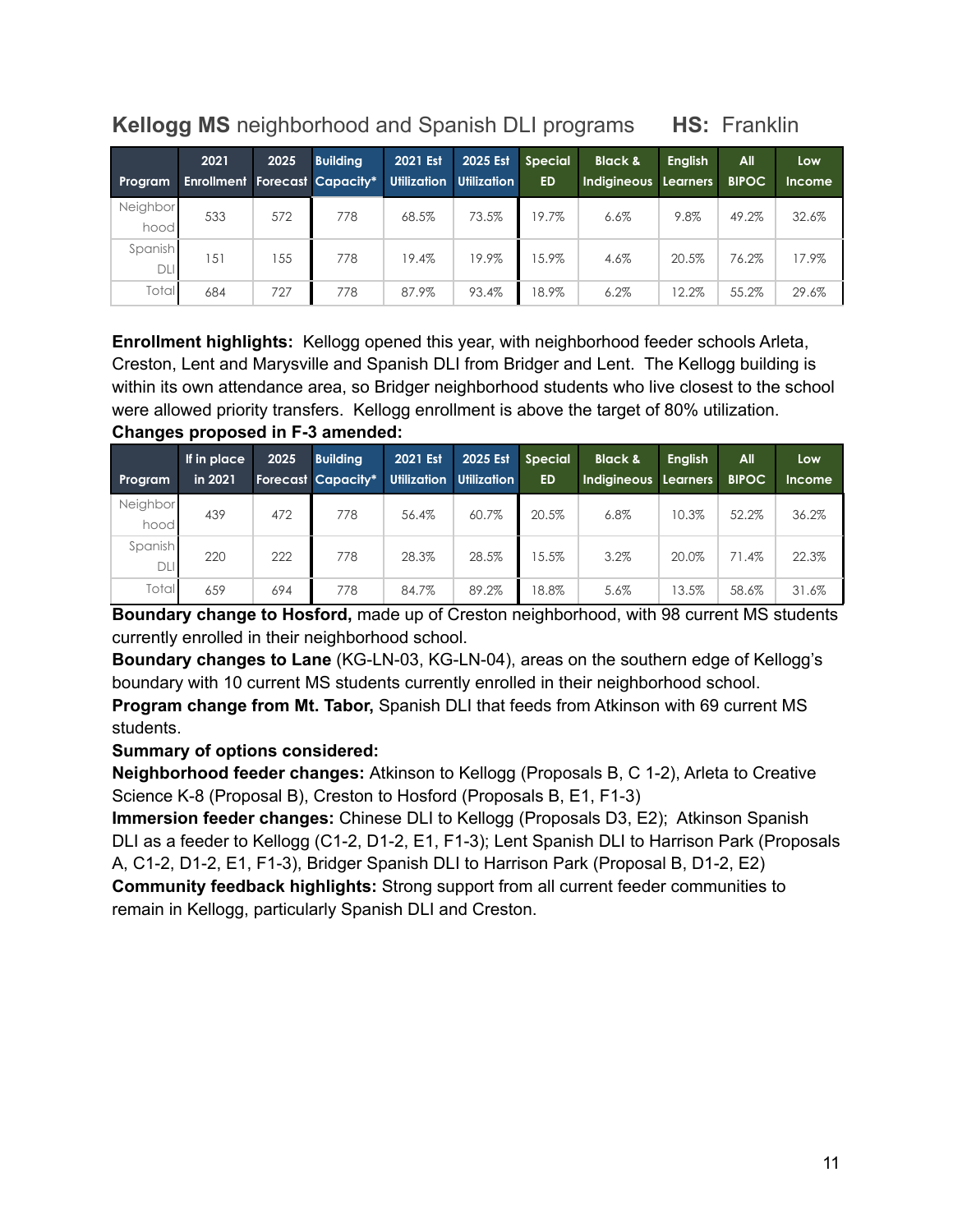## **Kellogg MS** neighborhood and Spanish DLI programs **HS:** Franklin

| Program | 2021 Enrollment | 2025 Forecast | Building Capacity* | 2021 Est Utilization | 2025 Est Utilization | Special ED | Black & Indigineous | English Learners | All BIPOC | Low Income |
|---|---|---|---|---|---|---|---|---|---|---|
| Neighborhood | 533 | 572 | 778 | 68.5% | 73.5% | 19.7% | 6.6% | 9.8% | 49.2% | 32.6% |
| Spanish DLI | 151 | 155 | 778 | 19.4% | 19.9% | 15.9% | 4.6% | 20.5% | 76.2% | 17.9% |
| Total | 684 | 727 | 778 | 87.9% | 93.4% | 18.9% | 6.2% | 12.2% | 55.2% | 29.6% |

**Enrollment highlights:** Kellogg opened this year, with neighborhood feeder schools Arleta, Creston, Lent and Marysville and Spanish DLI from Bridger and Lent. The Kellogg building is within its own attendance area, so Bridger neighborhood students who live closest to the school were allowed priority transfers. Kellogg enrollment is above the target of 80% utilization.

**Changes proposed in F-3 amended:**

| Program | If in place in 2021 | 2025 Forecast | Building Capacity* | 2021 Est Utilization | 2025 Est Utilization | Special ED | Black & Indigineous | English Learners | All BIPOC | Low Income |
|---|---|---|---|---|---|---|---|---|---|---|
| Neighborhood | 439 | 472 | 778 | 56.4% | 60.7% | 20.5% | 6.8% | 10.3% | 52.2% | 36.2% |
| Spanish DLI | 220 | 222 | 778 | 28.3% | 28.5% | 15.5% | 3.2% | 20.0% | 71.4% | 22.3% |
| Total | 659 | 694 | 778 | 84.7% | 89.2% | 18.8% | 5.6% | 13.5% | 58.6% | 31.6% |

**Boundary change to Hosford,** made up of Creston neighborhood, with 98 current MS students currently enrolled in their neighborhood school.

**Boundary changes to Lane** (KG-LN-03, KG-LN-04), areas on the southern edge of Kellogg's boundary with 10 current MS students currently enrolled in their neighborhood school.

**Program change from Mt. Tabor,** Spanish DLI that feeds from Atkinson with 69 current MS students.

**Summary of options considered:**

**Neighborhood feeder changes:** Atkinson to Kellogg (Proposals B, C 1-2), Arleta to Creative Science K-8 (Proposal B), Creston to Hosford (Proposals B, E1, F1-3)

**Immersion feeder changes:** Chinese DLI to Kellogg (Proposals D3, E2); Atkinson Spanish DLI as a feeder to Kellogg (C1-2, D1-2, E1, F1-3); Lent Spanish DLI to Harrison Park (Proposals A, C1-2, D1-2, E1, F1-3), Bridger Spanish DLI to Harrison Park (Proposal B, D1-2, E2)

**Community feedback highlights:** Strong support from all current feeder communities to remain in Kellogg, particularly Spanish DLI and Creston.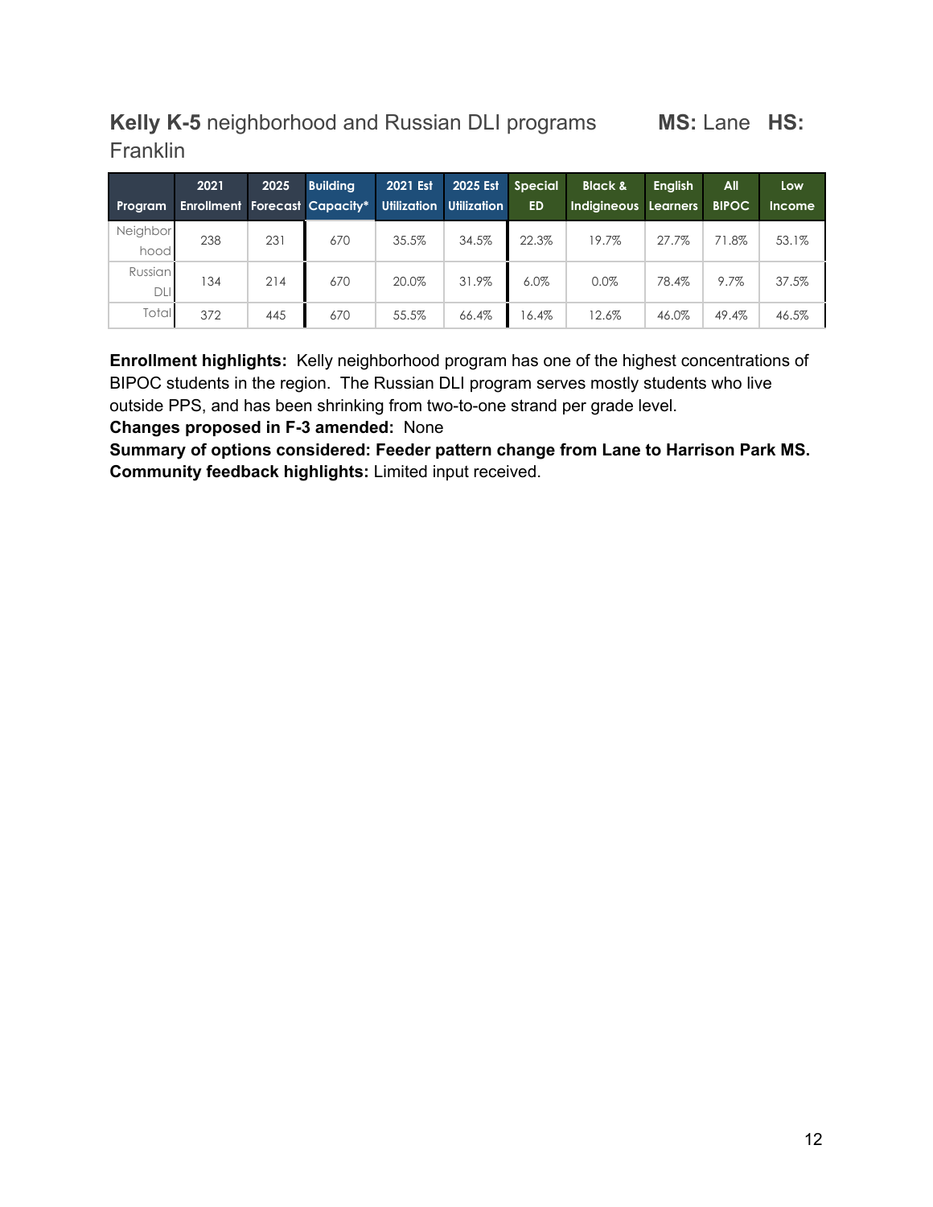## **Kelly K-5** neighborhood and Russian DLI programs **MS:** Lane **HS:** Franklin

| Program | 2021 Enrollment | 2025 Forecast | Building Capacity* | 2021 Est Utilization | 2025 Est Utilization | Special ED | Black & Indigineous | English Learners | All BIPOC | Low Income |
|---|---|---|---|---|---|---|---|---|---|---|
| Neighborhood | 238 | 231 | 670 | 35.5% | 34.5% | 22.3% | 19.7% | 27.7% | 71.8% | 53.1% |
| Russian DLI | 134 | 214 | 670 | 20.0% | 31.9% | 6.0% | 0.0% | 78.4% | 9.7% | 37.5% |
| Total | 372 | 445 | 670 | 55.5% | 66.4% | 16.4% | 12.6% | 46.0% | 49.4% | 46.5% |

**Enrollment highlights:** Kelly neighborhood program has one of the highest concentrations of BIPOC students in the region. The Russian DLI program serves mostly students who live outside PPS, and has been shrinking from two-to-one strand per grade level.
**Changes proposed in F-3 amended:** None
**Summary of options considered: Feeder pattern change from Lane to Harrison Park MS.**
**Community feedback highlights:** Limited input received.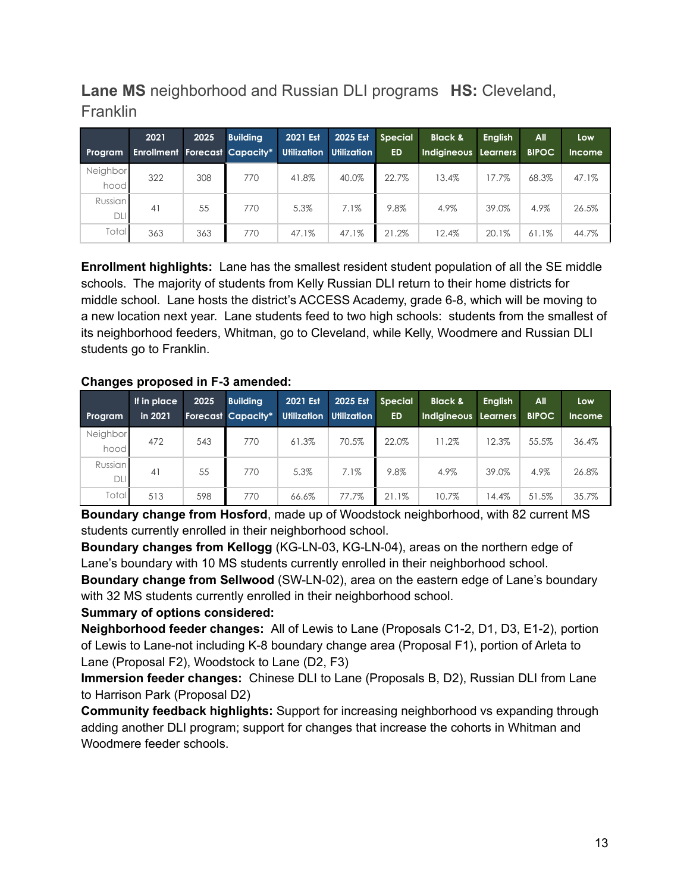## **Lane MS** neighborhood and Russian DLI programs **HS:** Cleveland, Franklin

| Program | 2021 Enrollment | 2025 Forecast | Building Capacity* | 2021 Est Utilization | 2025 Est Utilization | Special ED | Black & Indigineous | English Learners | All BIPOC | Low Income |
|---|---|---|---|---|---|---|---|---|---|---|
| Neighborhood | 322 | 308 | 770 | 41.8% | 40.0% | 22.7% | 13.4% | 17.7% | 68.3% | 47.1% |
| Russian DLI | 41 | 55 | 770 | 5.3% | 7.1% | 9.8% | 4.9% | 39.0% | 4.9% | 26.5% |
| Total | 363 | 363 | 770 | 47.1% | 47.1% | 21.2% | 12.4% | 20.1% | 61.1% | 44.7% |

**Enrollment highlights:** Lane has the smallest resident student population of all the SE middle schools. The majority of students from Kelly Russian DLI return to their home districts for middle school. Lane hosts the district's ACCESS Academy, grade 6-8, which will be moving to a new location next year. Lane students feed to two high schools: students from the smallest of its neighborhood feeders, Whitman, go to Cleveland, while Kelly, Woodmere and Russian DLI students go to Franklin.

**Changes proposed in F-3 amended:**

| Program | If in place in 2021 | 2025 Forecast | Building Capacity* | 2021 Est Utilization | 2025 Est Utilization | Special ED | Black & Indigineous | English Learners | All BIPOC | Low Income |
|---|---|---|---|---|---|---|---|---|---|---|
| Neighborhood | 472 | 543 | 770 | 61.3% | 70.5% | 22.0% | 11.2% | 12.3% | 55.5% | 36.4% |
| Russian DLI | 41 | 55 | 770 | 5.3% | 7.1% | 9.8% | 4.9% | 39.0% | 4.9% | 26.8% |
| Total | 513 | 598 | 770 | 66.6% | 77.7% | 21.1% | 10.7% | 14.4% | 51.5% | 35.7% |

**Boundary change from Hosford**, made up of Woodstock neighborhood, with 82 current MS students currently enrolled in their neighborhood school.

**Boundary changes from Kellogg** (KG-LN-03, KG-LN-04), areas on the northern edge of Lane's boundary with 10 MS students currently enrolled in their neighborhood school.

**Boundary change from Sellwood** (SW-LN-02), area on the eastern edge of Lane's boundary with 32 MS students currently enrolled in their neighborhood school.

**Summary of options considered:**

**Neighborhood feeder changes:** All of Lewis to Lane (Proposals C1-2, D1, D3, E1-2), portion of Lewis to Lane-not including K-8 boundary change area (Proposal F1), portion of Arleta to Lane (Proposal F2), Woodstock to Lane (D2, F3)

**Immersion feeder changes:** Chinese DLI to Lane (Proposals B, D2), Russian DLI from Lane to Harrison Park (Proposal D2)

**Community feedback highlights:** Support for increasing neighborhood vs expanding through adding another DLI program; support for changes that increase the cohorts in Whitman and Woodmere feeder schools.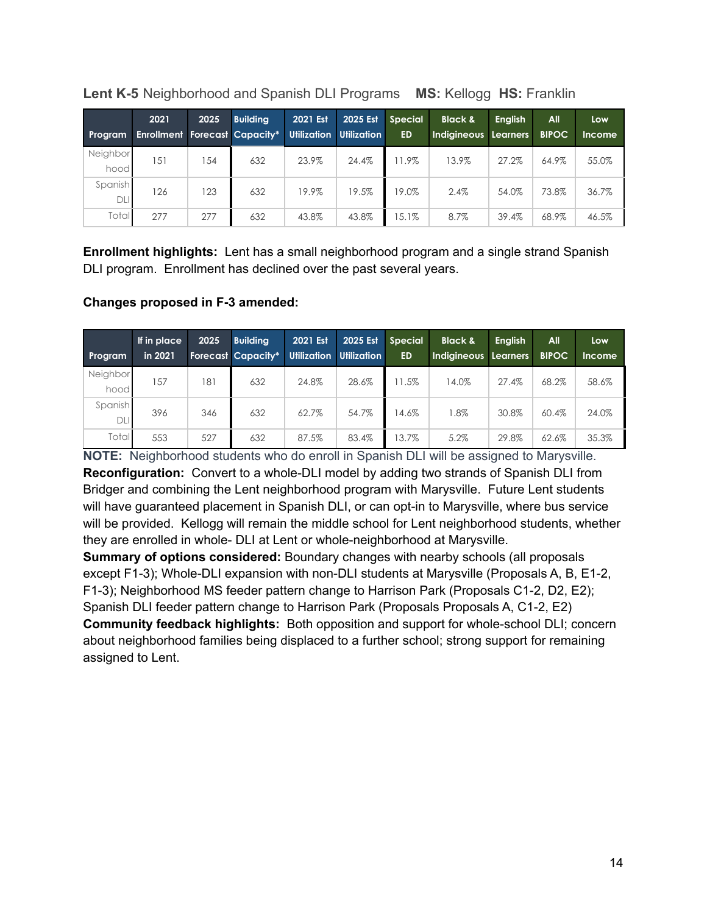**Lent K-5** Neighborhood and Spanish DLI Programs **MS:** Kellogg **HS:** Franklin

| Program | 2021 Enrollment | 2025 Forecast | Building Capacity* | 2021 Est Utilization | 2025 Est Utilization | Special ED | Black & Indigineous | English Learners | All BIPOC | Low Income |
|---|---|---|---|---|---|---|---|---|---|---|
| Neighborhood | 151 | 154 | 632 | 23.9% | 24.4% | 11.9% | 13.9% | 27.2% | 64.9% | 55.0% |
| Spanish DLI | 126 | 123 | 632 | 19.9% | 19.5% | 19.0% | 2.4% | 54.0% | 73.8% | 36.7% |
| Total | 277 | 277 | 632 | 43.8% | 43.8% | 15.1% | 8.7% | 39.4% | 68.9% | 46.5% |

**Enrollment highlights:** Lent has a small neighborhood program and a single strand Spanish DLI program. Enrollment has declined over the past several years.

**Changes proposed in F-3 amended:**

| Program | If in place in 2021 | 2025 Forecast | Building Capacity* | 2021 Est Utilization | 2025 Est Utilization | Special ED | Black & Indigineous | English Learners | All BIPOC | Low Income |
|---|---|---|---|---|---|---|---|---|---|---|
| Neighborhood | 157 | 181 | 632 | 24.8% | 28.6% | 11.5% | 14.0% | 27.4% | 68.2% | 58.6% |
| Spanish DLI | 396 | 346 | 632 | 62.7% | 54.7% | 14.6% | 1.8% | 30.8% | 60.4% | 24.0% |
| Total | 553 | 527 | 632 | 87.5% | 83.4% | 13.7% | 5.2% | 29.8% | 62.6% | 35.3% |

**NOTE:** Neighborhood students who do enroll in Spanish DLI will be assigned to Marysville.

**Reconfiguration:** Convert to a whole-DLI model by adding two strands of Spanish DLI from Bridger and combining the Lent neighborhood program with Marysville. Future Lent students will have guaranteed placement in Spanish DLI, or can opt-in to Marysville, where bus service will be provided. Kellogg will remain the middle school for Lent neighborhood students, whether they are enrolled in whole- DLI at Lent or whole-neighborhood at Marysville.

**Summary of options considered:** Boundary changes with nearby schools (all proposals except F1-3); Whole-DLI expansion with non-DLI students at Marysville (Proposals A, B, E1-2, F1-3); Neighborhood MS feeder pattern change to Harrison Park (Proposals C1-2, D2, E2); Spanish DLI feeder pattern change to Harrison Park (Proposals Proposals A, C1-2, E2)

**Community feedback highlights:** Both opposition and support for whole-school DLI; concern about neighborhood families being displaced to a further school; strong support for remaining assigned to Lent.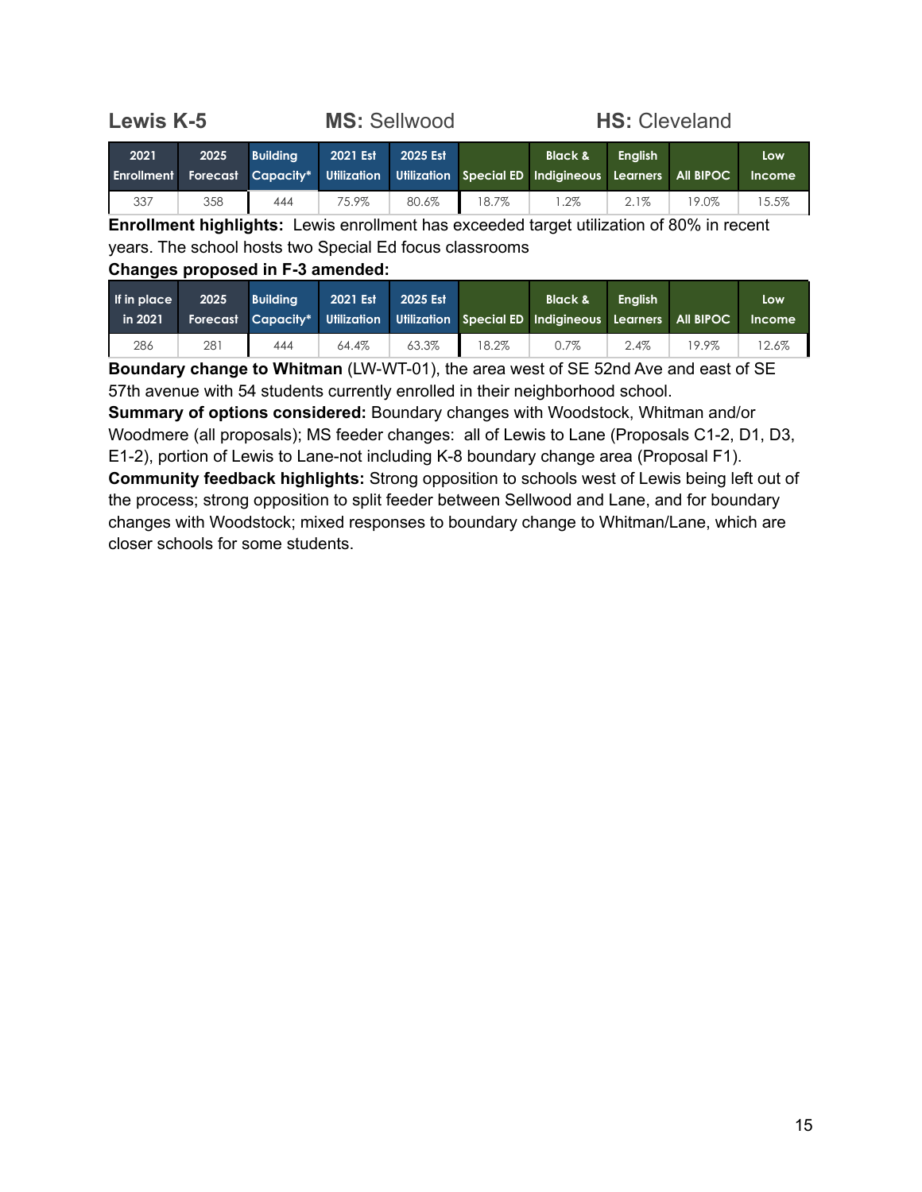## Lewis K-5 &nbsp;&nbsp;&nbsp;&nbsp; MS: Sellwood &nbsp;&nbsp;&nbsp;&nbsp; HS: Cleveland

| 2021 Enrollment | 2025 Forecast | Building Capacity* | 2021 Est Utilization | 2025 Est Utilization | Special ED | Black & Indigineous | English Learners | All BIPOC | Low Income |
|---|---|---|---|---|---|---|---|---|---|
| 337 | 358 | 444 | 75.9% | 80.6% | 18.7% | 1.2% | 2.1% | 19.0% | 15.5% |

**Enrollment highlights:** Lewis enrollment has exceeded target utilization of 80% in recent years. The school hosts two Special Ed focus classrooms

**Changes proposed in F-3 amended:**

| If in place in 2021 | 2025 Forecast | Building Capacity* | 2021 Est Utilization | 2025 Est Utilization | Special ED | Black & Indigineous | English Learners | All BIPOC | Low Income |
|---|---|---|---|---|---|---|---|---|---|
| 286 | 281 | 444 | 64.4% | 63.3% | 18.2% | 0.7% | 2.4% | 19.9% | 12.6% |

**Boundary change to Whitman** (LW-WT-01), the area west of SE 52nd Ave and east of SE 57th avenue with 54 students currently enrolled in their neighborhood school.

**Summary of options considered:** Boundary changes with Woodstock, Whitman and/or Woodmere (all proposals); MS feeder changes: all of Lewis to Lane (Proposals C1-2, D1, D3, E1-2), portion of Lewis to Lane-not including K-8 boundary change area (Proposal F1).

**Community feedback highlights:** Strong opposition to schools west of Lewis being left out of the process; strong opposition to split feeder between Sellwood and Lane, and for boundary changes with Woodstock; mixed responses to boundary change to Whitman/Lane, which are closer schools for some students.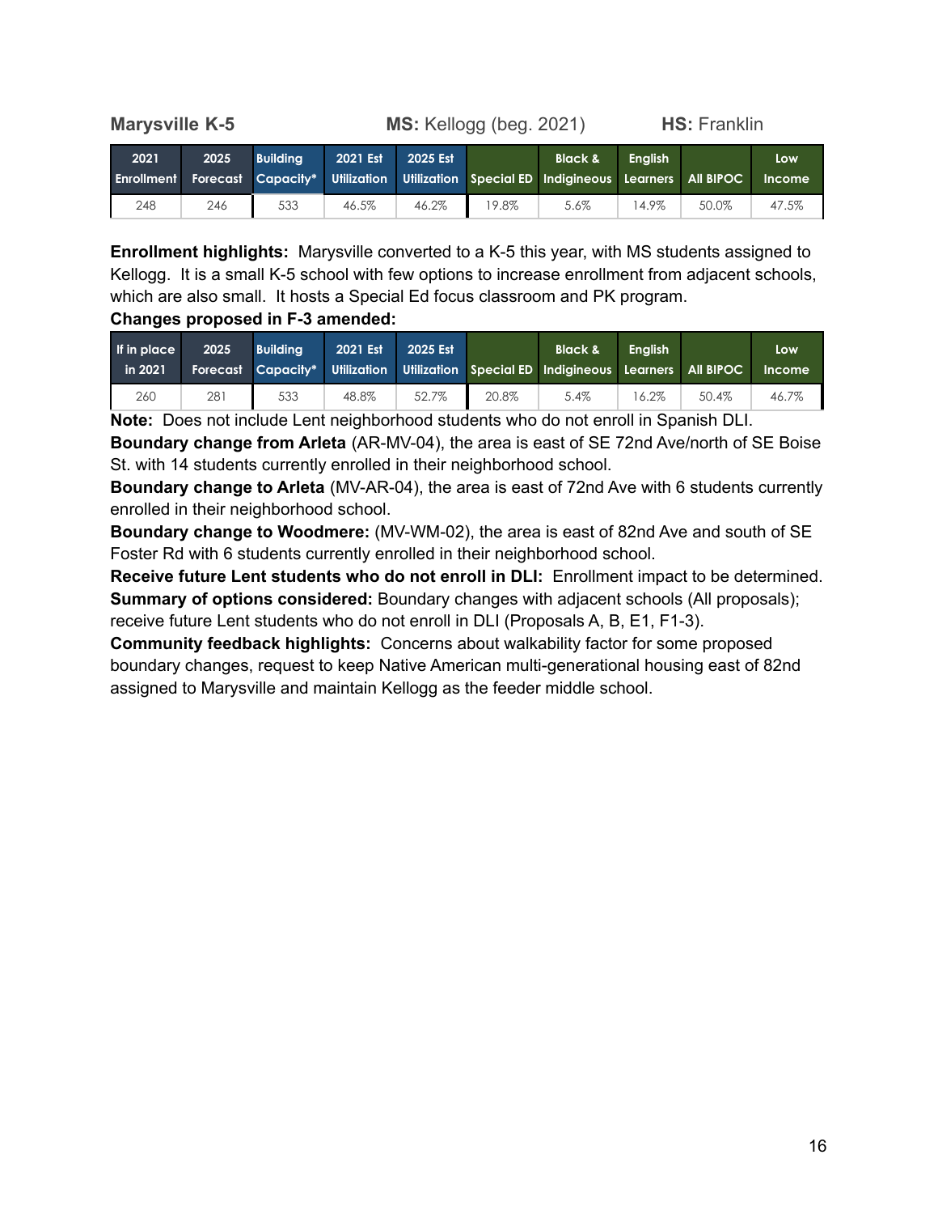**Marysville K-5** **MS:** Kellogg (beg. 2021) **HS:** Franklin

| 2021 Enrollment | 2025 Forecast | Building Capacity* | 2021 Est Utilization | 2025 Est Utilization | Special ED | Black & Indigineous | English Learners | All BIPOC | Low Income |
|---|---|---|---|---|---|---|---|---|---|
| 248 | 246 | 533 | 46.5% | 46.2% | 19.8% | 5.6% | 14.9% | 50.0% | 47.5% |

**Enrollment highlights:** Marysville converted to a K-5 this year, with MS students assigned to Kellogg. It is a small K-5 school with few options to increase enrollment from adjacent schools, which are also small. It hosts a Special Ed focus classroom and PK program.

**Changes proposed in F-3 amended:**

| If in place in 2021 | 2025 Forecast | Building Capacity* | 2021 Est Utilization | 2025 Est Utilization | Special ED | Black & Indigineous | English Learners | All BIPOC | Low Income |
|---|---|---|---|---|---|---|---|---|---|
| 260 | 281 | 533 | 48.8% | 52.7% | 20.8% | 5.4% | 16.2% | 50.4% | 46.7% |

**Note:** Does not include Lent neighborhood students who do not enroll in Spanish DLI.

**Boundary change from Arleta** (AR-MV-04), the area is east of SE 72nd Ave/north of SE Boise St. with 14 students currently enrolled in their neighborhood school.

**Boundary change to Arleta** (MV-AR-04), the area is east of 72nd Ave with 6 students currently enrolled in their neighborhood school.

**Boundary change to Woodmere:** (MV-WM-02), the area is east of 82nd Ave and south of SE Foster Rd with 6 students currently enrolled in their neighborhood school.

**Receive future Lent students who do not enroll in DLI:** Enrollment impact to be determined.

**Summary of options considered:** Boundary changes with adjacent schools (All proposals); receive future Lent students who do not enroll in DLI (Proposals A, B, E1, F1-3).

**Community feedback highlights:** Concerns about walkability factor for some proposed boundary changes, request to keep Native American multi-generational housing east of 82nd assigned to Marysville and maintain Kellogg as the feeder middle school.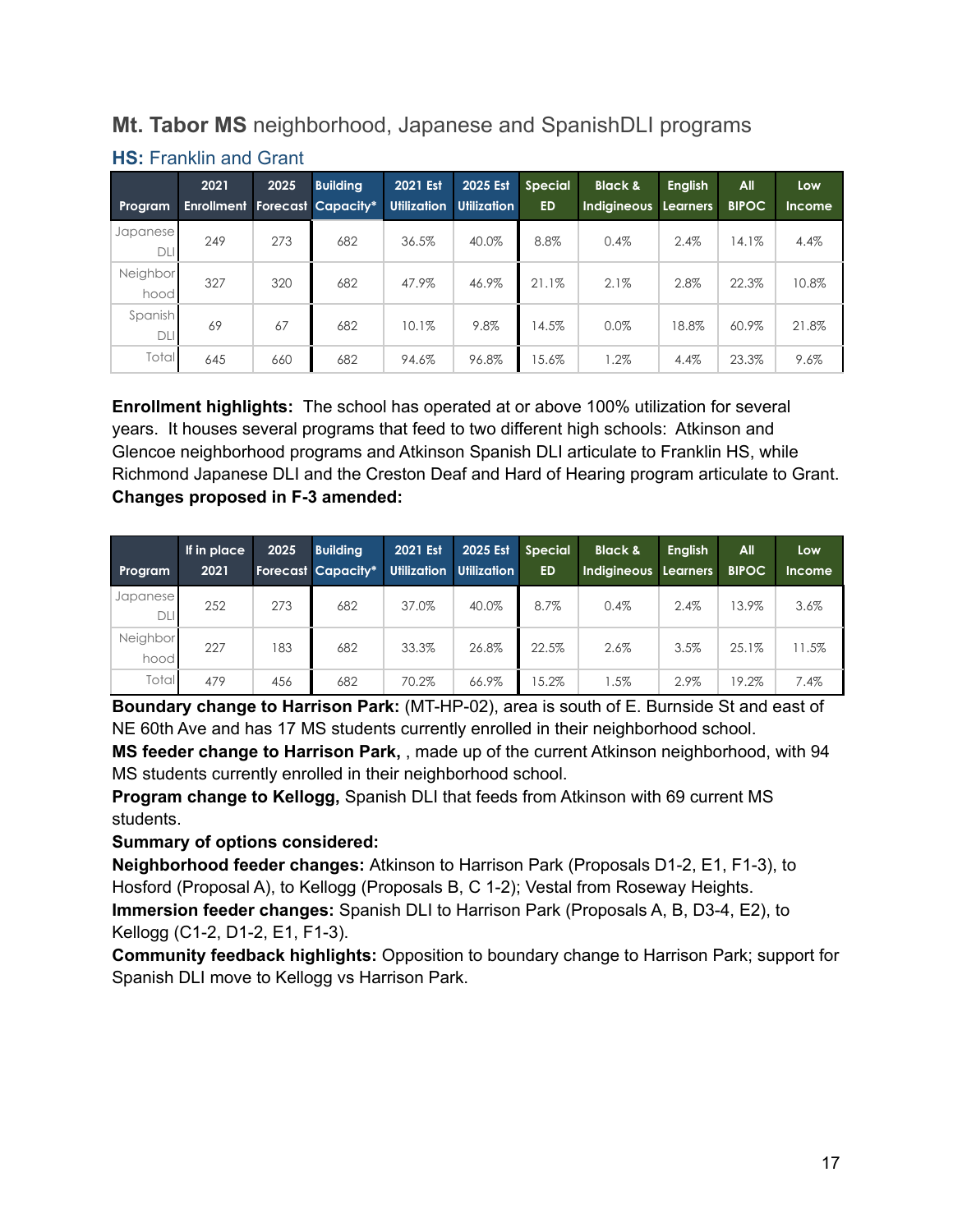## **Mt. Tabor MS** neighborhood, Japanese and SpanishDLI programs

### **HS:** Franklin and Grant

| Program | 2021 Enrollment | 2025 Forecast | Building Capacity* | 2021 Est Utilization | 2025 Est Utilization | Special ED | Black & Indigineous | English Learners | All BIPOC | Low Income |
|---|---|---|---|---|---|---|---|---|---|---|
| Japanese DLI | 249 | 273 | 682 | 36.5% | 40.0% | 8.8% | 0.4% | 2.4% | 14.1% | 4.4% |
| Neighborhood | 327 | 320 | 682 | 47.9% | 46.9% | 21.1% | 2.1% | 2.8% | 22.3% | 10.8% |
| Spanish DLI | 69 | 67 | 682 | 10.1% | 9.8% | 14.5% | 0.0% | 18.8% | 60.9% | 21.8% |
| Total | 645 | 660 | 682 | 94.6% | 96.8% | 15.6% | 1.2% | 4.4% | 23.3% | 9.6% |

**Enrollment highlights:** The school has operated at or above 100% utilization for several years. It houses several programs that feed to two different high schools: Atkinson and Glencoe neighborhood programs and Atkinson Spanish DLI articulate to Franklin HS, while Richmond Japanese DLI and the Creston Deaf and Hard of Hearing program articulate to Grant.
**Changes proposed in F-3 amended:**

| Program | If in place 2021 | 2025 Forecast | Building Capacity* | 2021 Est Utilization | 2025 Est Utilization | Special ED | Black & Indigineous | English Learners | All BIPOC | Low Income |
|---|---|---|---|---|---|---|---|---|---|---|
| Japanese DLI | 252 | 273 | 682 | 37.0% | 40.0% | 8.7% | 0.4% | 2.4% | 13.9% | 3.6% |
| Neighborhood | 227 | 183 | 682 | 33.3% | 26.8% | 22.5% | 2.6% | 3.5% | 25.1% | 11.5% |
| Total | 479 | 456 | 682 | 70.2% | 66.9% | 15.2% | 1.5% | 2.9% | 19.2% | 7.4% |

**Boundary change to Harrison Park:** (MT-HP-02), area is south of E. Burnside St and east of NE 60th Ave and has 17 MS students currently enrolled in their neighborhood school.
**MS feeder change to Harrison Park,** , made up of the current Atkinson neighborhood, with 94 MS students currently enrolled in their neighborhood school.
**Program change to Kellogg,** Spanish DLI that feeds from Atkinson with 69 current MS students.
**Summary of options considered:**
**Neighborhood feeder changes:** Atkinson to Harrison Park (Proposals D1-2, E1, F1-3), to Hosford (Proposal A), to Kellogg (Proposals B, C 1-2); Vestal from Roseway Heights.
**Immersion feeder changes:** Spanish DLI to Harrison Park (Proposals A, B, D3-4, E2), to Kellogg (C1-2, D1-2, E1, F1-3).
**Community feedback highlights:** Opposition to boundary change to Harrison Park; support for Spanish DLI move to Kellogg vs Harrison Park.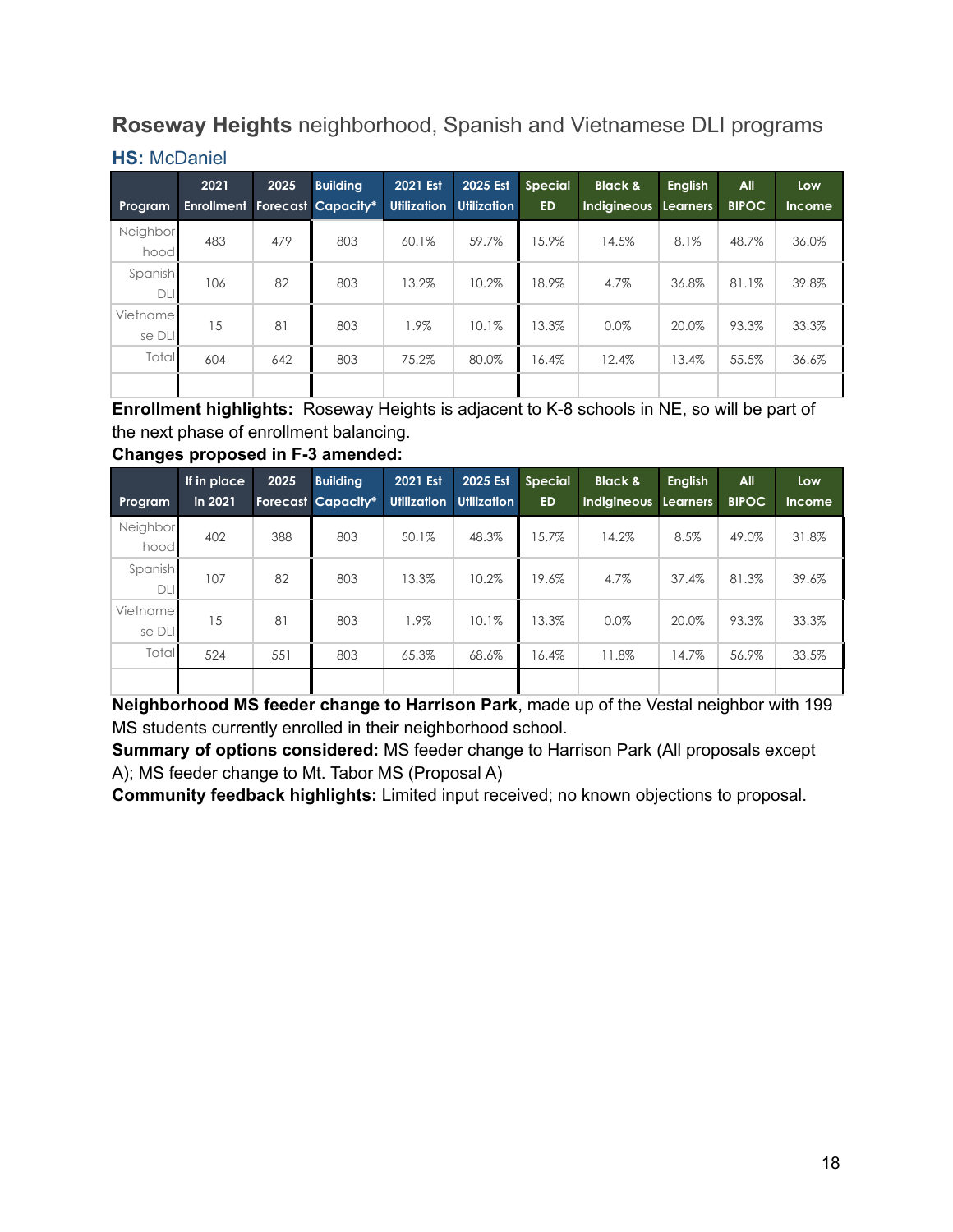## **Roseway Heights** neighborhood, Spanish and Vietnamese DLI programs

### HS: McDaniel

| Program | 2021 Enrollment | 2025 Forecast | Building Capacity* | 2021 Est Utilization | 2025 Est Utilization | Special ED | Black & Indigineous | English Learners | All BIPOC | Low Income |
|---|---|---|---|---|---|---|---|---|---|---|
| Neighborhood | 483 | 479 | 803 | 60.1% | 59.7% | 15.9% | 14.5% | 8.1% | 48.7% | 36.0% |
| Spanish DLI | 106 | 82 | 803 | 13.2% | 10.2% | 18.9% | 4.7% | 36.8% | 81.1% | 39.8% |
| Vietnamese DLI | 15 | 81 | 803 | 1.9% | 10.1% | 13.3% | 0.0% | 20.0% | 93.3% | 33.3% |
| Total | 604 | 642 | 803 | 75.2% | 80.0% | 16.4% | 12.4% | 13.4% | 55.5% | 36.6% |
| | | | | | | | | | | |

**Enrollment highlights:** Roseway Heights is adjacent to K-8 schools in NE, so will be part of the next phase of enrollment balancing.

**Changes proposed in F-3 amended:**

| Program | If in place in 2021 | 2025 Forecast | Building Capacity* | 2021 Est Utilization | 2025 Est Utilization | Special ED | Black & Indigineous | English Learners | All BIPOC | Low Income |
|---|---|---|---|---|---|---|---|---|---|---|
| Neighborhood | 402 | 388 | 803 | 50.1% | 48.3% | 15.7% | 14.2% | 8.5% | 49.0% | 31.8% |
| Spanish DLI | 107 | 82 | 803 | 13.3% | 10.2% | 19.6% | 4.7% | 37.4% | 81.3% | 39.6% |
| Vietnamese DLI | 15 | 81 | 803 | 1.9% | 10.1% | 13.3% | 0.0% | 20.0% | 93.3% | 33.3% |
| Total | 524 | 551 | 803 | 65.3% | 68.6% | 16.4% | 11.8% | 14.7% | 56.9% | 33.5% |
| | | | | | | | | | | |

**Neighborhood MS feeder change to Harrison Park**, made up of the Vestal neighbor with 199 MS students currently enrolled in their neighborhood school.

**Summary of options considered:** MS feeder change to Harrison Park (All proposals except A); MS feeder change to Mt. Tabor MS (Proposal A)

**Community feedback highlights:** Limited input received; no known objections to proposal.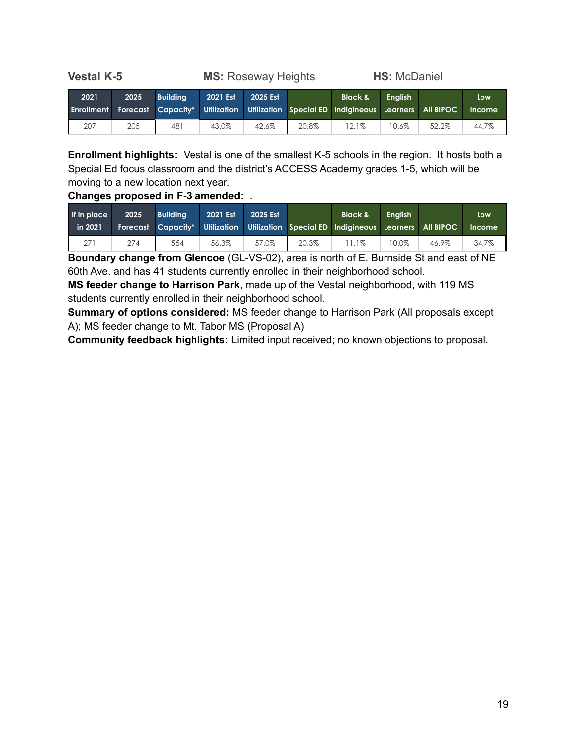**Vestal K-5** **MS:** Roseway Heights **HS:** McDaniel

| 2021 Enrollment | 2025 Forecast | Building Capacity* | 2021 Est Utilization | 2025 Est Utilization | Special ED | Black & Indigineous | English Learners | All BIPOC | Low Income |
|---|---|---|---|---|---|---|---|---|---|
| 207 | 205 | 481 | 43.0% | 42.6% | 20.8% | 12.1% | 10.6% | 52.2% | 44.7% |

**Enrollment highlights:** Vestal is one of the smallest K-5 schools in the region. It hosts both a Special Ed focus classroom and the district's ACCESS Academy grades 1-5, which will be moving to a new location next year.

**Changes proposed in F-3 amended:** .

| If in place in 2021 | 2025 Forecast | Building Capacity* | 2021 Est Utilization | 2025 Est Utilization | Special ED | Black & Indigineous | English Learners | All BIPOC | Low Income |
|---|---|---|---|---|---|---|---|---|---|
| 271 | 274 | 554 | 56.3% | 57.0% | 20.3% | 11.1% | 10.0% | 46.9% | 34.7% |

**Boundary change from Glencoe** (GL-VS-02), area is north of E. Burnside St and east of NE 60th Ave. and has 41 students currently enrolled in their neighborhood school.

**MS feeder change to Harrison Park**, made up of the Vestal neighborhood, with 119 MS students currently enrolled in their neighborhood school.

**Summary of options considered:** MS feeder change to Harrison Park (All proposals except A); MS feeder change to Mt. Tabor MS (Proposal A)

**Community feedback highlights:** Limited input received; no known objections to proposal.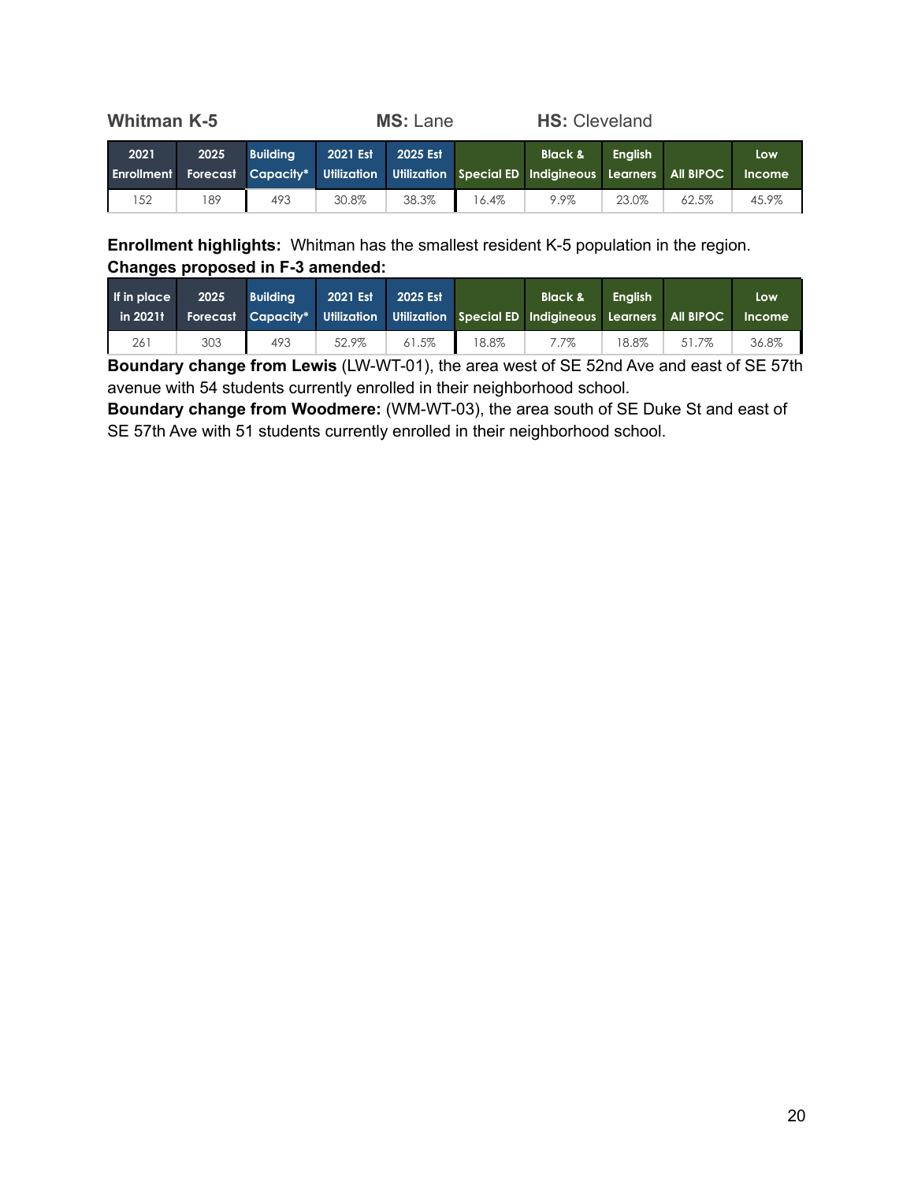**Whitman K-5** **MS:** Lane **HS:** Cleveland

| 2021 Enrollment | 2025 Forecast | Building Capacity* | 2021 Est Utilization | 2025 Est Utilization | Special ED | Black & Indigineous | English Learners | All BIPOC | Low Income |
|---|---|---|---|---|---|---|---|---|---|
| 152 | 189 | 493 | 30.8% | 38.3% | 16.4% | 9.9% | 23.0% | 62.5% | 45.9% |

**Enrollment highlights:** Whitman has the smallest resident K-5 population in the region.

**Changes proposed in F-3 amended:**

| If in place in 2021t | 2025 Forecast | Building Capacity* | 2021 Est Utilization | 2025 Est Utilization | Special ED | Black & Indigineous | English Learners | All BIPOC | Low Income |
|---|---|---|---|---|---|---|---|---|---|
| 261 | 303 | 493 | 52.9% | 61.5% | 18.8% | 7.7% | 18.8% | 51.7% | 36.8% |

**Boundary change from Lewis** (LW-WT-01), the area west of SE 52nd Ave and east of SE 57th avenue with 54 students currently enrolled in their neighborhood school.

**Boundary change from Woodmere:** (WM-WT-03), the area south of SE Duke St and east of SE 57th Ave with 51 students currently enrolled in their neighborhood school.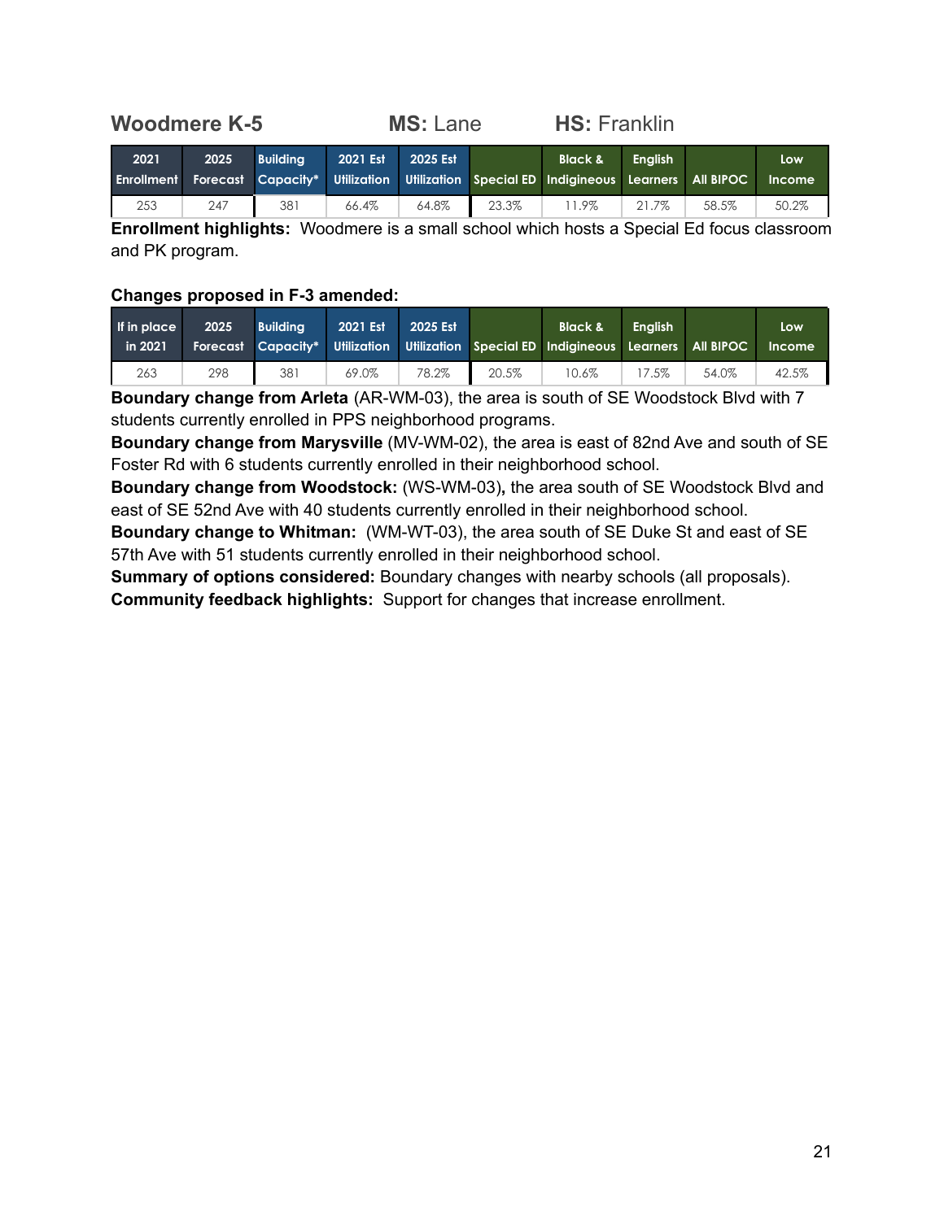## Woodmere K-5 **MS:** Lane **HS:** Franklin

| 2021 Enrollment | 2025 Forecast | Building Capacity* | 2021 Est Utilization | 2025 Est Utilization | Special ED | Black & Indigineous | English Learners | All BIPOC | Low Income |
|---|---|---|---|---|---|---|---|---|---|
| 253 | 247 | 381 | 66.4% | 64.8% | 23.3% | 11.9% | 21.7% | 58.5% | 50.2% |

**Enrollment highlights:** Woodmere is a small school which hosts a Special Ed focus classroom and PK program.

**Changes proposed in F-3 amended:**

| If in place in 2021 | 2025 Forecast | Building Capacity* | 2021 Est Utilization | 2025 Est Utilization | Special ED | Black & Indigineous | English Learners | All BIPOC | Low Income |
|---|---|---|---|---|---|---|---|---|---|
| 263 | 298 | 381 | 69.0% | 78.2% | 20.5% | 10.6% | 17.5% | 54.0% | 42.5% |

**Boundary change from Arleta** (AR-WM-03), the area is south of SE Woodstock Blvd with 7 students currently enrolled in PPS neighborhood programs.
**Boundary change from Marysville** (MV-WM-02), the area is east of 82nd Ave and south of SE Foster Rd with 6 students currently enrolled in their neighborhood school.
**Boundary change from Woodstock:** (WS-WM-03)**,** the area south of SE Woodstock Blvd and east of SE 52nd Ave with 40 students currently enrolled in their neighborhood school.
**Boundary change to Whitman:** (WM-WT-03), the area south of SE Duke St and east of SE 57th Ave with 51 students currently enrolled in their neighborhood school.
**Summary of options considered:** Boundary changes with nearby schools (all proposals).
**Community feedback highlights:** Support for changes that increase enrollment.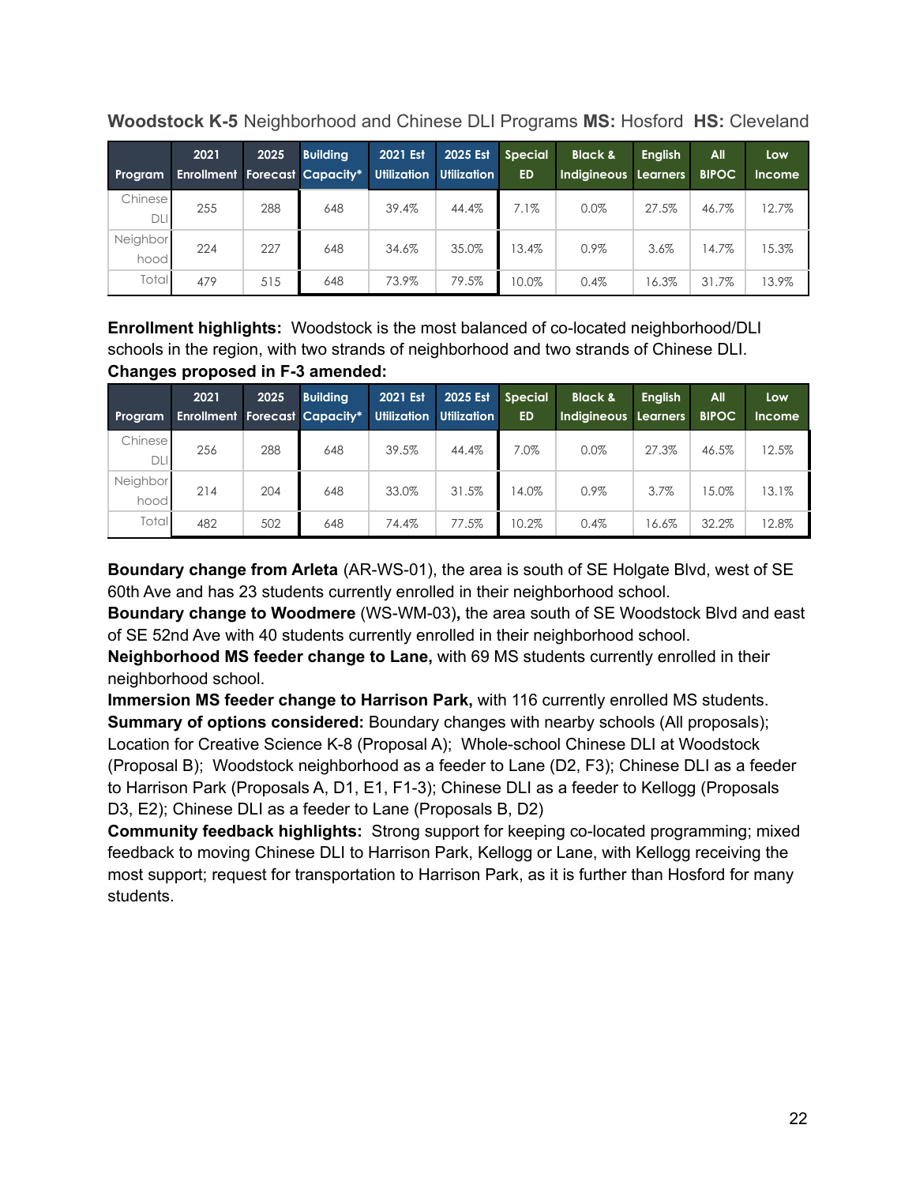**Woodstock K-5** Neighborhood and Chinese DLI Programs **MS:** Hosford **HS:** Cleveland

| Program | 2021 Enrollment | 2025 Forecast | Building Capacity* | 2021 Est Utilization | 2025 Est Utilization | Special ED | Black & Indigineous | English Learners | All BIPOC | Low Income |
|---|---|---|---|---|---|---|---|---|---|---|
| Chinese DLI | 255 | 288 | 648 | 39.4% | 44.4% | 7.1% | 0.0% | 27.5% | 46.7% | 12.7% |
| Neighborhood | 224 | 227 | 648 | 34.6% | 35.0% | 13.4% | 0.9% | 3.6% | 14.7% | 15.3% |
| Total | 479 | 515 | 648 | 73.9% | 79.5% | 10.0% | 0.4% | 16.3% | 31.7% | 13.9% |

**Enrollment highlights:** Woodstock is the most balanced of co-located neighborhood/DLI schools in the region, with two strands of neighborhood and two strands of Chinese DLI.

**Changes proposed in F-3 amended:**

| Program | 2021 Enrollment | 2025 Forecast | Building Capacity* | 2021 Est Utilization | 2025 Est Utilization | Special ED | Black & Indigineous | English Learners | All BIPOC | Low Income |
|---|---|---|---|---|---|---|---|---|---|---|
| Chinese DLI | 256 | 288 | 648 | 39.5% | 44.4% | 7.0% | 0.0% | 27.3% | 46.5% | 12.5% |
| Neighborhood | 214 | 204 | 648 | 33.0% | 31.5% | 14.0% | 0.9% | 3.7% | 15.0% | 13.1% |
| Total | 482 | 502 | 648 | 74.4% | 77.5% | 10.2% | 0.4% | 16.6% | 32.2% | 12.8% |

**Boundary change from Arleta** (AR-WS-01), the area is south of SE Holgate Blvd, west of SE 60th Ave and has 23 students currently enrolled in their neighborhood school.

**Boundary change to Woodmere** (WS-WM-03)**,** the area south of SE Woodstock Blvd and east of SE 52nd Ave with 40 students currently enrolled in their neighborhood school.

**Neighborhood MS feeder change to Lane,** with 69 MS students currently enrolled in their neighborhood school.

**Immersion MS feeder change to Harrison Park,** with 116 currently enrolled MS students.

**Summary of options considered:** Boundary changes with nearby schools (All proposals); Location for Creative Science K-8 (Proposal A); Whole-school Chinese DLI at Woodstock (Proposal B); Woodstock neighborhood as a feeder to Lane (D2, F3); Chinese DLI as a feeder to Harrison Park (Proposals A, D1, E1, F1-3); Chinese DLI as a feeder to Kellogg (Proposals D3, E2); Chinese DLI as a feeder to Lane (Proposals B, D2)

**Community feedback highlights:** Strong support for keeping co-located programming; mixed feedback to moving Chinese DLI to Harrison Park, Kellogg or Lane, with Kellogg receiving the most support; request for transportation to Harrison Park, as it is further than Hosford for many students.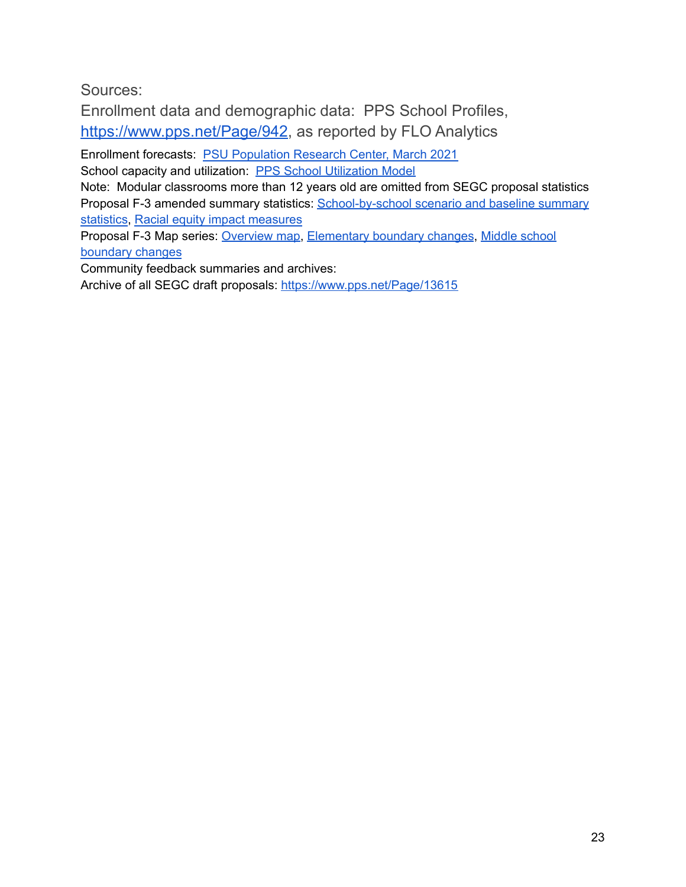Sources:

Enrollment data and demographic data: PPS School Profiles, [https://www.pps.net/Page/942](https://www.pps.net/Page/942), as reported by FLO Analytics

Enrollment forecasts: PSU Population Research Center, March 2021

School capacity and utilization: PPS School Utilization Model

Note: Modular classrooms more than 12 years old are omitted from SEGC proposal statistics

Proposal F-3 amended summary statistics: School-by-school scenario and baseline summary statistics, Racial equity impact measures

Proposal F-3 Map series: Overview map, Elementary boundary changes, Middle school boundary changes

Community feedback summaries and archives:

Archive of all SEGC draft proposals: [https://www.pps.net/Page/13615](https://www.pps.net/Page/13615)